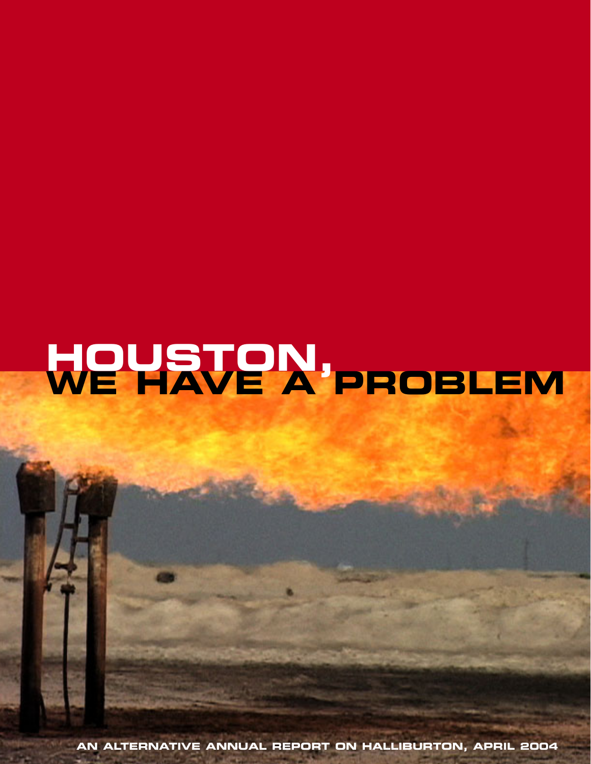# HOUSTON, WE HAVE A PROBLEM

AN ALTERNATIVE ANNUAL REPORT ON HALLIBURTON, APRIL 2004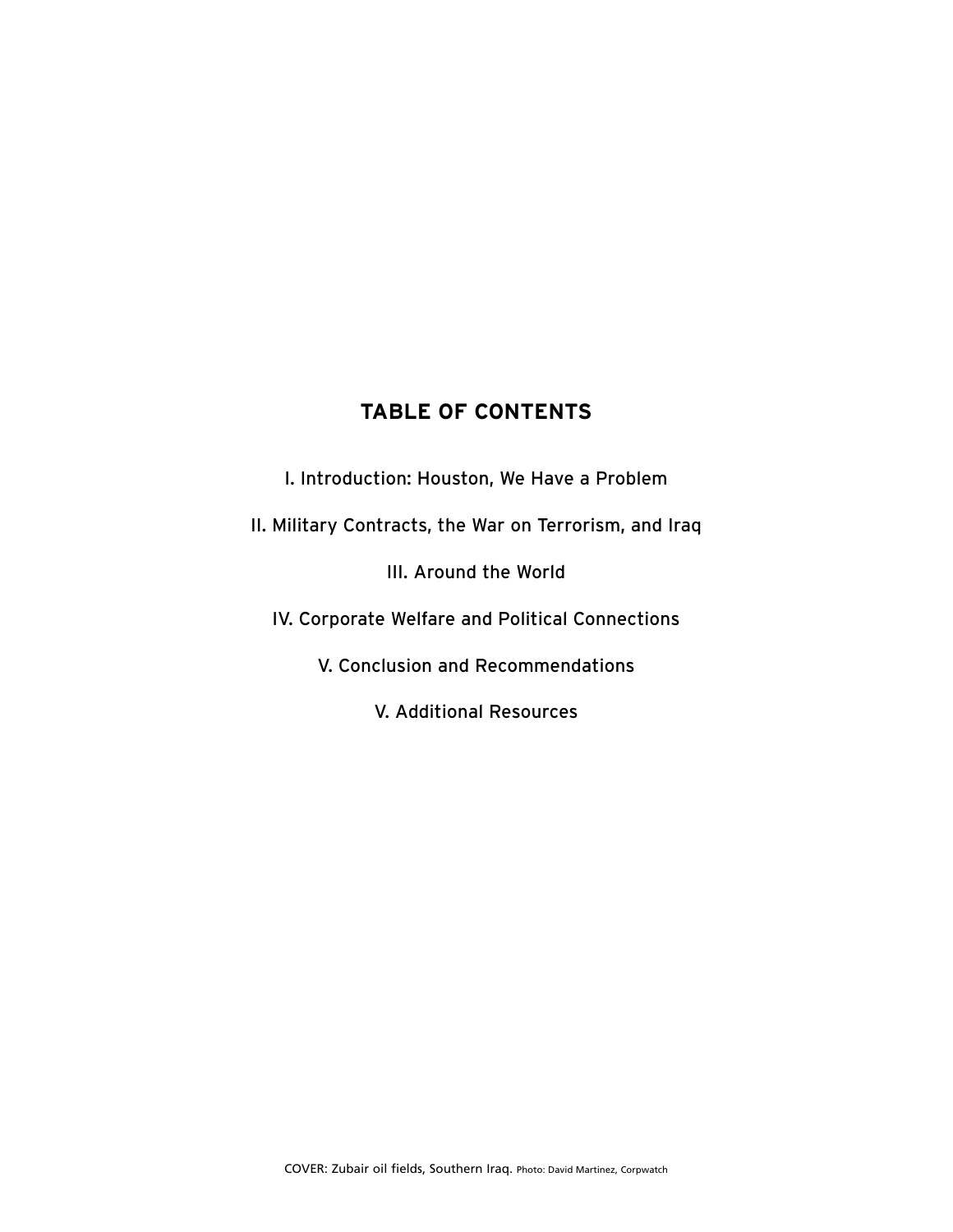## TABLE OF CONTENTS

I. Introduction: Houston, We Have a Problem

II. Military Contracts, the War on Terrorism, and Iraq

III. Around the World

IV. Corporate Welfare and Political Connections

V. Conclusion and Recommendations

V. Additional Resources

COVER: Zubair oil fields, Southern Iraq. Photo: David Martinez, Corpwatch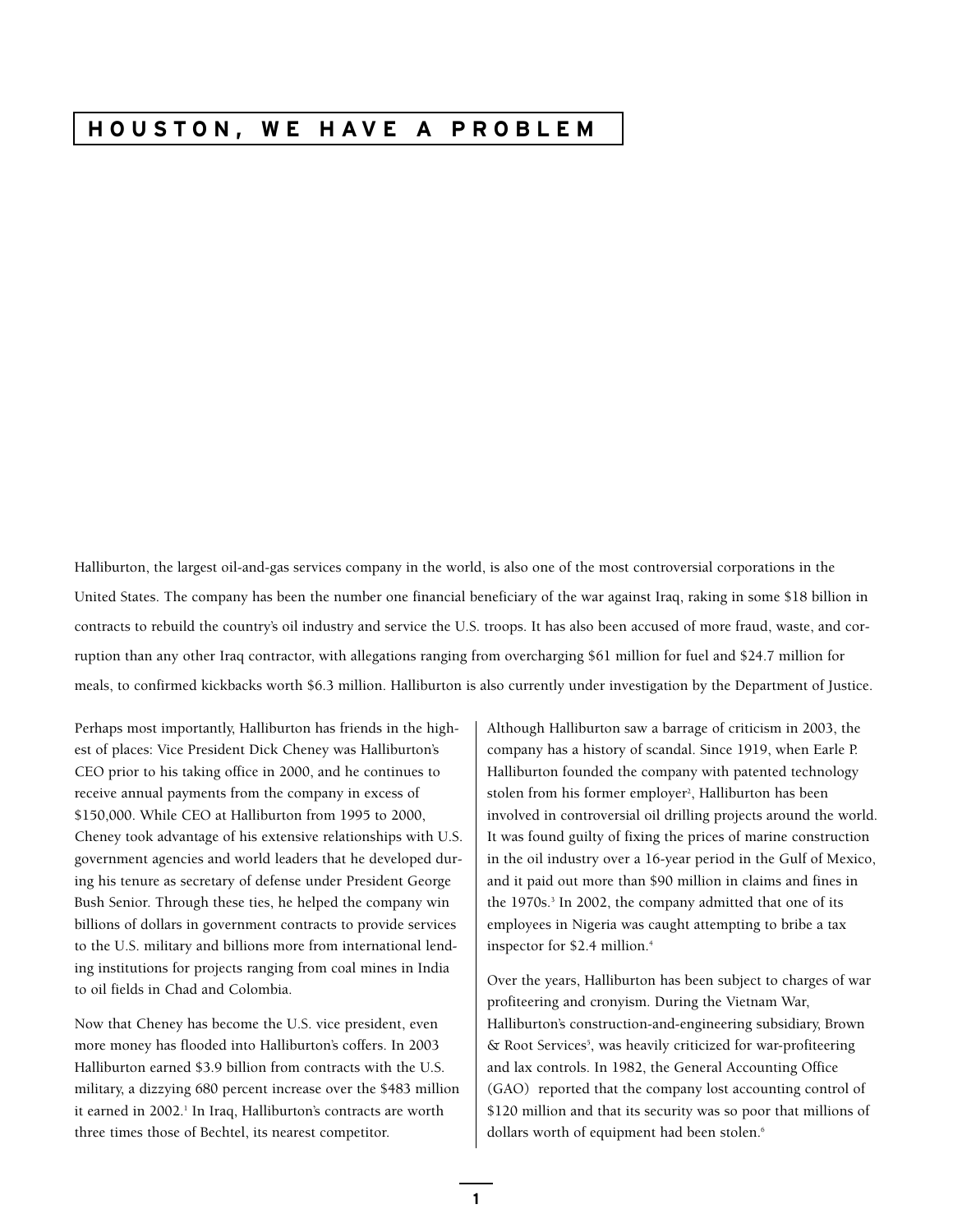# HOUSTON, WE HAVE A PROBLEM

Halliburton, the largest oil-and-gas services company in the world, is also one of the most controversial corporations in the United States. The company has been the number one financial beneficiary of the war against Iraq, raking in some $18 billion in contracts to rebuild the country's oil industry and service the U.S. troops. It has also been accused of more fraud, waste, and corruption than any other Iraq contractor, with allegations ranging from overcharging $61 million for fuel and $24.7 million for meals, to confirmed kickbacks worth $6.3 million. Halliburton is also currently under investigation by the Department of Justice.

Perhaps most importantly, Halliburton has friends in the highest of places: Vice President Dick Cheney was Halliburton's CEO prior to his taking office in 2000, and he continues to receive annual payments from the company in excess of $150,000. While CEO at Halliburton from 1995 to 2000, Cheney took advantage of his extensive relationships with U.S. government agencies and world leaders that he developed during his tenure as secretary of defense under President George Bush Senior. Through these ties, he helped the company win billions of dollars in government contracts to provide services to the U.S. military and billions more from international lending institutions for projects ranging from coal mines in India to oil fields in Chad and Colombia.

Now that Cheney has become the U.S. vice president, even more money has flooded into Halliburton's coffers. In 2003 Halliburton earned $3.9 billion from contracts with the U.S. military, a dizzying 680 percent increase over the $483 million it earned in 2002.[1] In Iraq, Halliburton's contracts are worth three times those of Bechtel, its nearest competitor.

Although Halliburton saw a barrage of criticism in 2003, the company has a history of scandal. Since 1919, when Earle P. Halliburton founded the company with patented technology stolen from his former employer[2], Halliburton has been involved in controversial oil drilling projects around the world. It was found guilty of fixing the prices of marine construction in the oil industry over a 16-year period in the Gulf of Mexico, and it paid out more than $90 million in claims and fines in the 1970s.[3] In 2002, the company admitted that one of its employees in Nigeria was caught attempting to bribe a tax inspector for $2.4 million.[4]

Over the years, Halliburton has been subject to charges of war profiteering and cronyism. During the Vietnam War, Halliburton's construction-and-engineering subsidiary, Brown & Root Services[5], was heavily criticized for war-profiteering and lax controls. In 1982, the General Accounting Office (GAO) reported that the company lost accounting control of $120 million and that its security was so poor that millions of dollars worth of equipment had been stolen.[6]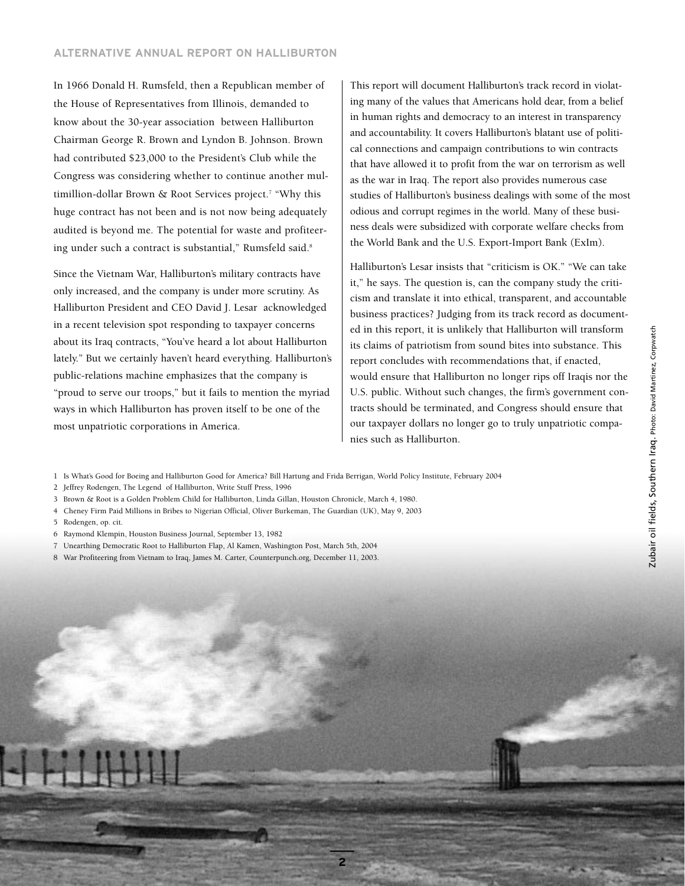In 1966 Donald H. Rumsfeld, then a Republican member of the House of Representatives from Illinois, demanded to know about the 30-year association between Halliburton Chairman George R. Brown and Lyndon B. Johnson. Brown had contributed $23,000 to the President's Club while the Congress was considering whether to continue another multimillion-dollar Brown & Root Services project.[7] "Why this huge contract has not been and is not now being adequately audited is beyond me. The potential for waste and profiteering under such a contract is substantial," Rumsfeld said.[8]

Since the Vietnam War, Halliburton's military contracts have only increased, and the company is under more scrutiny. As Halliburton President and CEO David J. Lesar acknowledged in a recent television spot responding to taxpayer concerns about its Iraq contracts, "You've heard a lot about Halliburton lately." But we certainly haven't heard everything. Halliburton's public-relations machine emphasizes that the company is "proud to serve our troops," but it fails to mention the myriad ways in which Halliburton has proven itself to be one of the most unpatriotic corporations in America.

This report will document Halliburton's track record in violating many of the values that Americans hold dear, from a belief in human rights and democracy to an interest in transparency and accountability. It covers Halliburton's blatant use of political connections and campaign contributions to win contracts that have allowed it to profit from the war on terrorism as well as the war in Iraq. The report also provides numerous case studies of Halliburton's business dealings with some of the most odious and corrupt regimes in the world. Many of these business deals were subsidized with corporate welfare checks from the World Bank and the U.S. Export-Import Bank (ExIm).

Halliburton's Lesar insists that "criticism is OK." "We can take it," he says. The question is, can the company study the criticism and translate it into ethical, transparent, and accountable business practices? Judging from its track record as documented in this report, it is unlikely that Halliburton will transform its claims of patriotism from sound bites into substance. This report concludes with recommendations that, if enacted, would ensure that Halliburton no longer rips off Iraqis nor the U.S. public. Without such changes, the firm's government contracts should be terminated, and Congress should ensure that our taxpayer dollars no longer go to truly unpatriotic companies such as Halliburton.

1 Is What's Good for Boeing and Halliburton Good for America? Bill Hartung and Frida Berrigan, World Policy Institute, February 2004
2 Jeffrey Rodengen, The Legend of Halliburton, Write Stuff Press, 1996
3 Brown & Root is a Golden Problem Child for Halliburton, Linda Gillan, Houston Chronicle, March 4, 1980.
4 Cheney Firm Paid Millions in Bribes to Nigerian Official, Oliver Burkeman, The Guardian (UK), May 9, 2003
5 Rodengen, op. cit.
6 Raymond Klempin, Houston Business Journal, September 13, 1982
7 Unearthing Democratic Root to Halliburton Flap, Al Kamen, Washington Post, March 5th, 2004
8 War Profiteering from Vietnam to Iraq, James M. Carter, Counterpunch.org, December 11, 2003.

Zubair oil fields, Southern Iraq. Photo: David Martinez, Corpwatch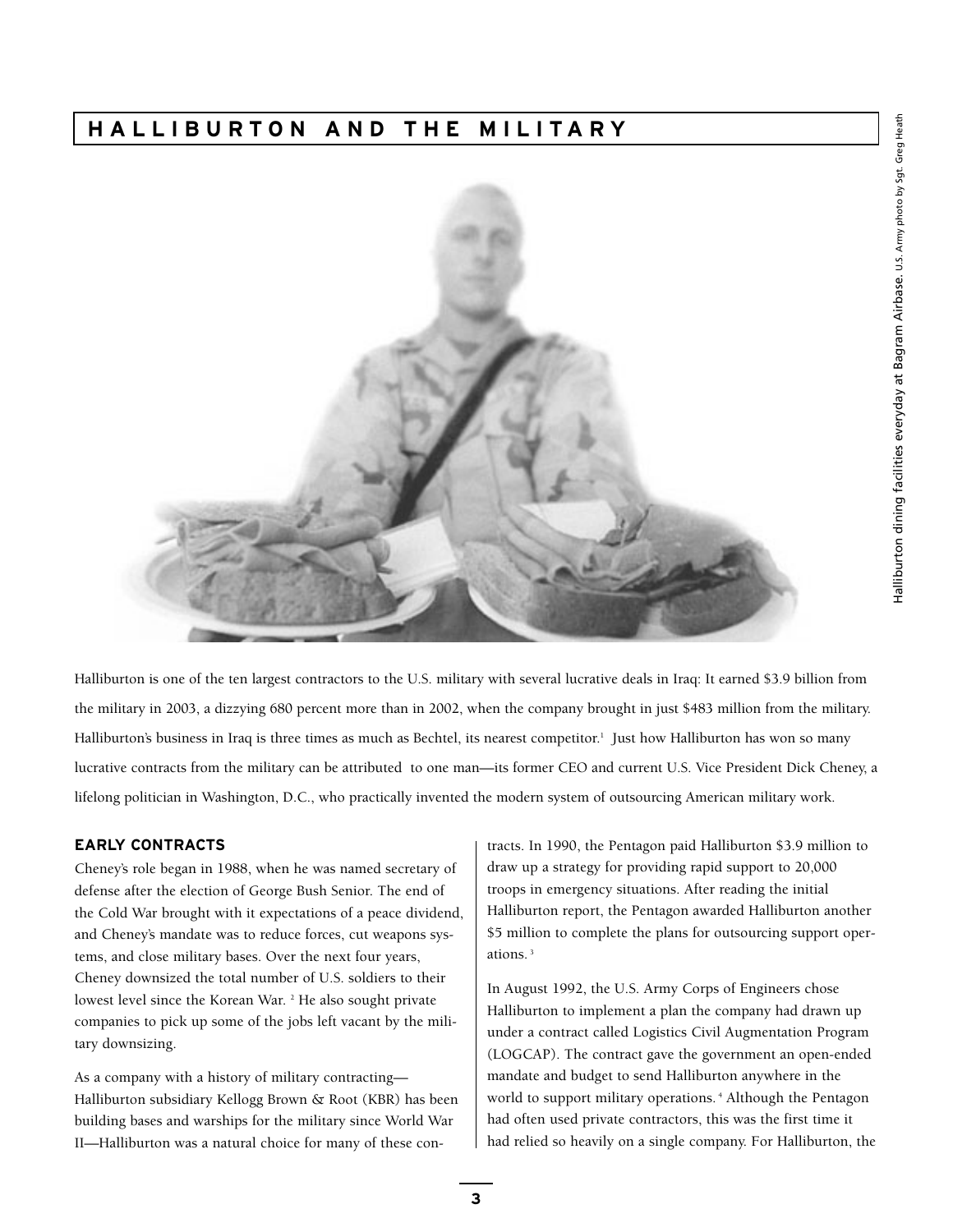## HALLIBURTON AND THE MILITARY

Halliburton dining facilities everyday at Bagram Airbase. U.S. Army photo by Sgt. Greg Heath

Halliburton is one of the ten largest contractors to the U.S. military with several lucrative deals in Iraq: It earned $3.9 billion from the military in 2003, a dizzying 680 percent more than in 2002, when the company brought in just $483 million from the military. Halliburton's business in Iraq is three times as much as Bechtel, its nearest competitor.[1] Just how Halliburton has won so many lucrative contracts from the military can be attributed to one man—its former CEO and current U.S. Vice President Dick Cheney, a lifelong politician in Washington, D.C., who practically invented the modern system of outsourcing American military work.

### EARLY CONTRACTS

Cheney's role began in 1988, when he was named secretary of defense after the election of George Bush Senior. The end of the Cold War brought with it expectations of a peace dividend, and Cheney's mandate was to reduce forces, cut weapons systems, and close military bases. Over the next four years, Cheney downsized the total number of U.S. soldiers to their lowest level since the Korean War.[2] He also sought private companies to pick up some of the jobs left vacant by the military downsizing.

As a company with a history of military contracting—Halliburton subsidiary Kellogg Brown & Root (KBR) has been building bases and warships for the military since World War II—Halliburton was a natural choice for many of these contracts. In 1990, the Pentagon paid Halliburton $3.9 million to draw up a strategy for providing rapid support to 20,000 troops in emergency situations. After reading the initial Halliburton report, the Pentagon awarded Halliburton another $5 million to complete the plans for outsourcing support operations.[3]

In August 1992, the U.S. Army Corps of Engineers chose Halliburton to implement a plan the company had drawn up under a contract called Logistics Civil Augmentation Program (LOGCAP). The contract gave the government an open-ended mandate and budget to send Halliburton anywhere in the world to support military operations.[4] Although the Pentagon had often used private contractors, this was the first time it had relied so heavily on a single company. For Halliburton, the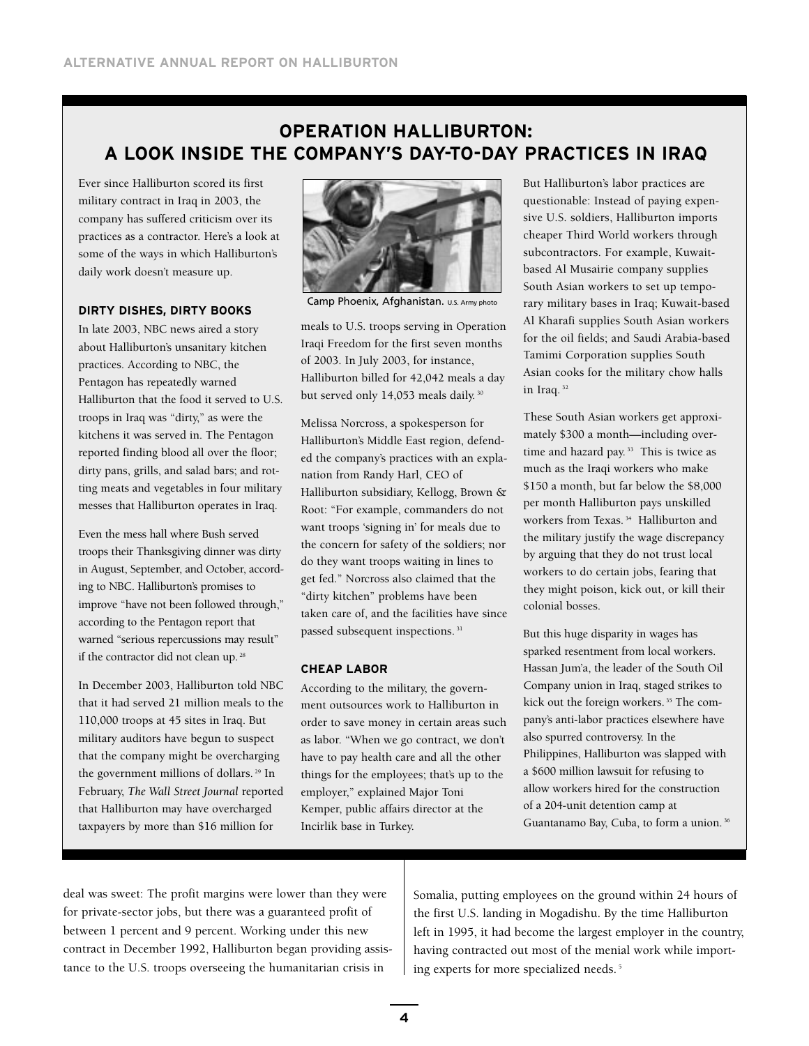## OPERATION HALLIBURTON: A LOOK INSIDE THE COMPANY'S DAY-TO-DAY PRACTICES IN IRAQ

Ever since Halliburton scored its first military contract in Iraq in 2003, the company has suffered criticism over its practices as a contractor. Here's a look at some of the ways in which Halliburton's daily work doesn't measure up.

### DIRTY DISHES, DIRTY BOOKS

In late 2003, NBC news aired a story about Halliburton's unsanitary kitchen practices. According to NBC, the Pentagon has repeatedly warned Halliburton that the food it served to U.S. troops in Iraq was "dirty," as were the kitchens it was served in. The Pentagon reported finding blood all over the floor; dirty pans, grills, and salad bars; and rotting meats and vegetables in four military messes that Halliburton operates in Iraq.

Even the mess hall where Bush served troops their Thanksgiving dinner was dirty in August, September, and October, according to NBC. Halliburton's promises to improve "have not been followed through," according to the Pentagon report that warned "serious repercussions may result" if the contractor did not clean up.[28]

In December 2003, Halliburton told NBC that it had served 21 million meals to the 110,000 troops at 45 sites in Iraq. But military auditors have begun to suspect that the company might be overcharging the government millions of dollars.[29] In February, *The Wall Street Journal* reported that Halliburton may have overcharged taxpayers by more than $16 million for meals to U.S. troops serving in Operation Iraqi Freedom for the first seven months of 2003. In July 2003, for instance, Halliburton billed for 42,042 meals a day but served only 14,053 meals daily.[30]

Camp Phoenix, Afghanistan. U.S. Army photo

Melissa Norcross, a spokesperson for Halliburton's Middle East region, defended the company's practices with an explanation from Randy Harl, CEO of Halliburton subsidiary, Kellogg, Brown & Root: "For example, commanders do not want troops 'signing in' for meals due to the concern for safety of the soldiers; nor do they want troops waiting in lines to get fed." Norcross also claimed that the "dirty kitchen" problems have been taken care of, and the facilities have since passed subsequent inspections.[31]

### CHEAP LABOR

According to the military, the government outsources work to Halliburton in order to save money in certain areas such as labor. "When we go contract, we don't have to pay health care and all the other things for the employees; that's up to the employer," explained Major Toni Kemper, public affairs director at the Incirlik base in Turkey.

But Halliburton's labor practices are questionable: Instead of paying expensive U.S. soldiers, Halliburton imports cheaper Third World workers through subcontractors. For example, Kuwait-based Al Musairie company supplies South Asian workers to set up temporary military bases in Iraq; Kuwait-based Al Kharafi supplies South Asian workers for the oil fields; and Saudi Arabia-based Tamimi Corporation supplies South Asian cooks for the military chow halls in Iraq.[32]

These South Asian workers get approximately $300 a month—including overtime and hazard pay.[33] This is twice as much as the Iraqi workers who make $150 a month, but far below the $8,000 per month Halliburton pays unskilled workers from Texas.[34] Halliburton and the military justify the wage discrepancy by arguing that they do not trust local workers to do certain jobs, fearing that they might poison, kick out, or kill their colonial bosses.

But this huge disparity in wages has sparked resentment from local workers. Hassan Jum'a, the leader of the South Oil Company union in Iraq, staged strikes to kick out the foreign workers.[35] The company's anti-labor practices elsewhere have also spurred controversy. In the Philippines, Halliburton was slapped with a $600 million lawsuit for refusing to allow workers hired for the construction of a 204-unit detention camp at Guantanamo Bay, Cuba, to form a union.[36]

---

deal was sweet: The profit margins were lower than they were for private-sector jobs, but there was a guaranteed profit of between 1 percent and 9 percent. Working under this new contract in December 1992, Halliburton began providing assistance to the U.S. troops overseeing the humanitarian crisis in Somalia, putting employees on the ground within 24 hours of the first U.S. landing in Mogadishu. By the time Halliburton left in 1995, it had become the largest employer in the country, having contracted out most of the menial work while importing experts for more specialized needs.[5]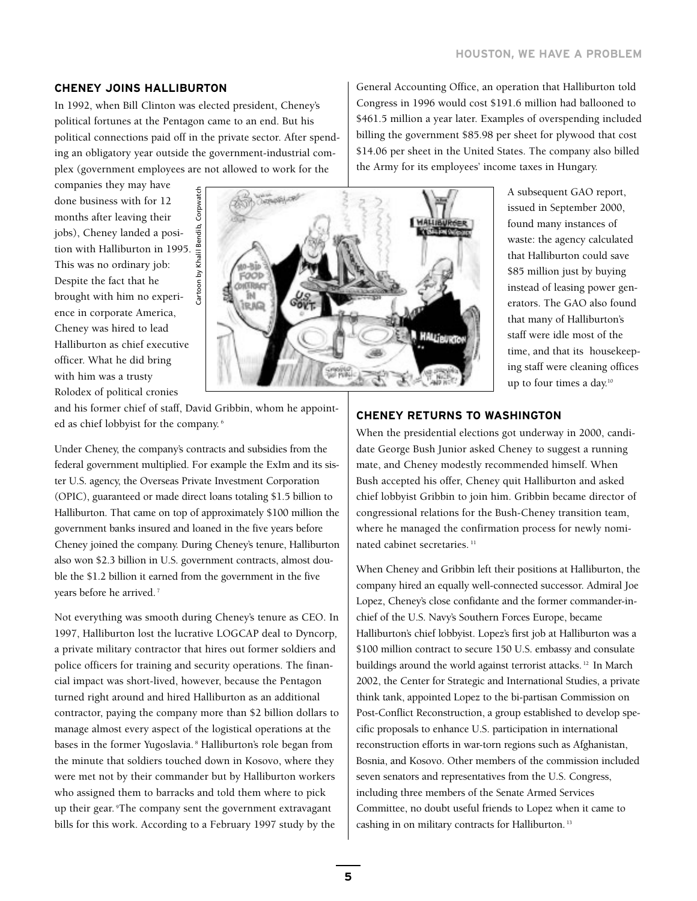## CHENEY JOINS HALLIBURTON

In 1992, when Bill Clinton was elected president, Cheney's political fortunes at the Pentagon came to an end. But his political connections paid off in the private sector. After spending an obligatory year outside the government-industrial complex (government employees are not allowed to work for the companies they may have done business with for 12 months after leaving their jobs), Cheney landed a position with Halliburton in 1995. This was no ordinary job: Despite the fact that he brought with him no experience in corporate America, Cheney was hired to lead Halliburton as chief executive officer. What he did bring with him was a trusty Rolodex of political cronies and his former chief of staff, David Gribbin, whom he appointed as chief lobbyist for the company.[6]

Cartoon by Khalil Bendib, Corpwatch

Under Cheney, the company's contracts and subsidies from the federal government multiplied. For example the ExIm and its sister U.S. agency, the Overseas Private Investment Corporation (OPIC), guaranteed or made direct loans totaling $1.5 billion to Halliburton. That came on top of approximately $100 million the government banks insured and loaned in the five years before Cheney joined the company. During Cheney's tenure, Halliburton also won $2.3 billion in U.S. government contracts, almost double the $1.2 billion it earned from the government in the five years before he arrived.[7]

Not everything was smooth during Cheney's tenure as CEO. In 1997, Halliburton lost the lucrative LOGCAP deal to Dyncorp, a private military contractor that hires out former soldiers and police officers for training and security operations. The financial impact was short-lived, however, because the Pentagon turned right around and hired Halliburton as an additional contractor, paying the company more than $2 billion dollars to manage almost every aspect of the logistical operations at the bases in the former Yugoslavia.[8] Halliburton's role began from the minute that soldiers touched down in Kosovo, where they were met not by their commander but by Halliburton workers who assigned them to barracks and told them where to pick up their gear.[9] The company sent the government extravagant bills for this work. According to a February 1997 study by the General Accounting Office, an operation that Halliburton told Congress in 1996 would cost $191.6 million had ballooned to $461.5 million a year later. Examples of overspending included billing the government $85.98 per sheet for plywood that cost $14.06 per sheet in the United States. The company also billed the Army for its employees' income taxes in Hungary.

A subsequent GAO report, issued in September 2000, found many instances of waste: the agency calculated that Halliburton could save $85 million just by buying instead of leasing power generators. The GAO also found that many of Halliburton's staff were idle most of the time, and that its housekeeping staff were cleaning offices up to four times a day.[10]

## CHENEY RETURNS TO WASHINGTON

When the presidential elections got underway in 2000, candidate George Bush Junior asked Cheney to suggest a running mate, and Cheney modestly recommended himself. When Bush accepted his offer, Cheney quit Halliburton and asked chief lobbyist Gribbin to join him. Gribbin became director of congressional relations for the Bush-Cheney transition team, where he managed the confirmation process for newly nominated cabinet secretaries.[11]

When Cheney and Gribbin left their positions at Halliburton, the company hired an equally well-connected successor. Admiral Joe Lopez, Cheney's close confidante and the former commander-in-chief of the U.S. Navy's Southern Forces Europe, became Halliburton's chief lobbyist. Lopez's first job at Halliburton was a $100 million contract to secure 150 U.S. embassy and consulate buildings around the world against terrorist attacks.[12] In March 2002, the Center for Strategic and International Studies, a private think tank, appointed Lopez to the bi-partisan Commission on Post-Conflict Reconstruction, a group established to develop specific proposals to enhance U.S. participation in international reconstruction efforts in war-torn regions such as Afghanistan, Bosnia, and Kosovo. Other members of the commission included seven senators and representatives from the U.S. Congress, including three members of the Senate Armed Services Committee, no doubt useful friends to Lopez when it came to cashing in on military contracts for Halliburton.[13]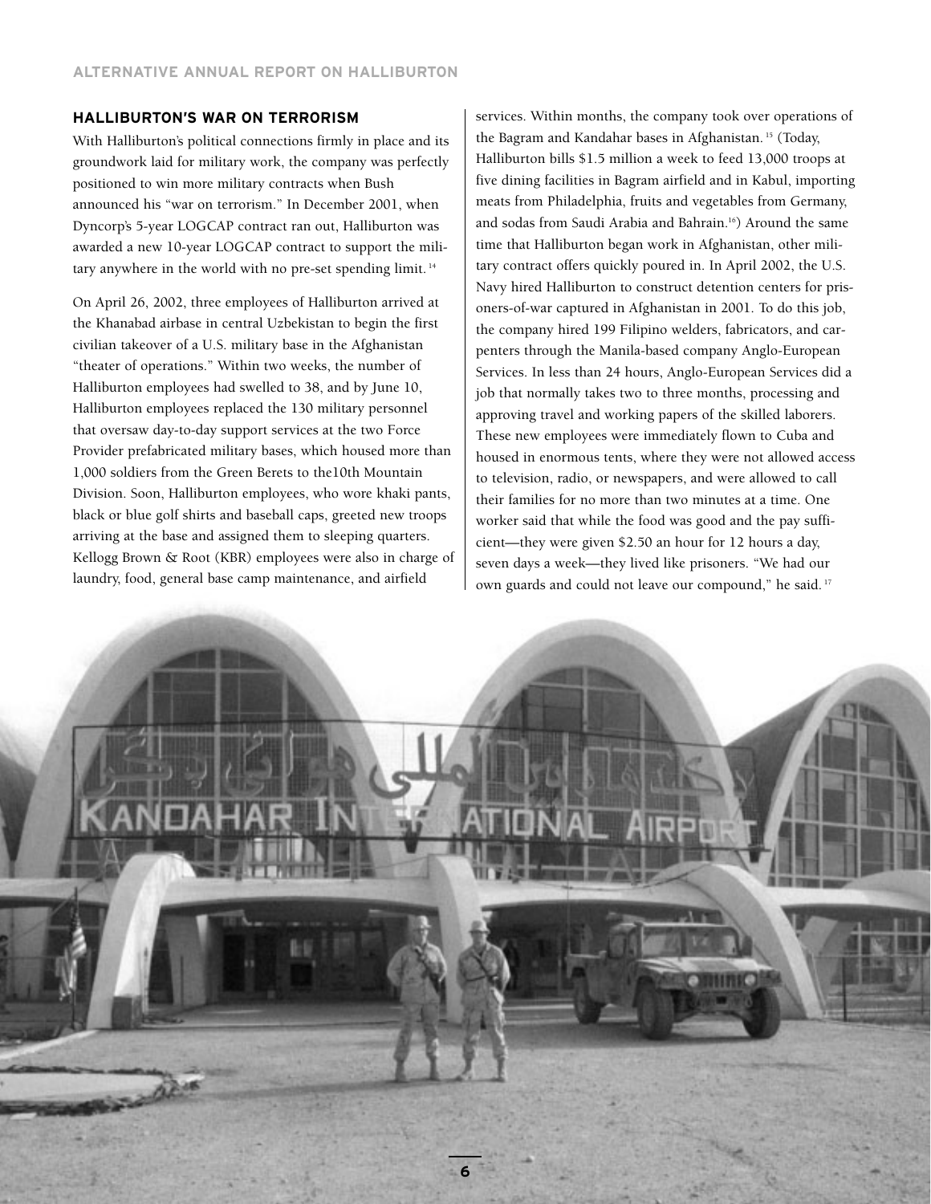## HALLIBURTON'S WAR ON TERRORISM

With Halliburton's political connections firmly in place and its groundwork laid for military work, the company was perfectly positioned to win more military contracts when Bush announced his "war on terrorism." In December 2001, when Dyncorp's 5-year LOGCAP contract ran out, Halliburton was awarded a new 10-year LOGCAP contract to support the military anywhere in the world with no pre-set spending limit. [14]

On April 26, 2002, three employees of Halliburton arrived at the Khanabad airbase in central Uzbekistan to begin the first civilian takeover of a U.S. military base in the Afghanistan "theater of operations." Within two weeks, the number of Halliburton employees had swelled to 38, and by June 10, Halliburton employees replaced the 130 military personnel that oversaw day-to-day support services at the two Force Provider prefabricated military bases, which housed more than 1,000 soldiers from the Green Berets to the10th Mountain Division. Soon, Halliburton employees, who wore khaki pants, black or blue golf shirts and baseball caps, greeted new troops arriving at the base and assigned them to sleeping quarters. Kellogg Brown & Root (KBR) employees were also in charge of laundry, food, general base camp maintenance, and airfield services. Within months, the company took over operations of the Bagram and Kandahar bases in Afghanistan. [15] (Today, Halliburton bills $1.5 million a week to feed 13,000 troops at five dining facilities in Bagram airfield and in Kabul, importing meats from Philadelphia, fruits and vegetables from Germany, and sodas from Saudi Arabia and Bahrain.[16]) Around the same time that Halliburton began work in Afghanistan, other military contract offers quickly poured in. In April 2002, the U.S. Navy hired Halliburton to construct detention centers for prisoners-of-war captured in Afghanistan in 2001. To do this job, the company hired 199 Filipino welders, fabricators, and carpenters through the Manila-based company Anglo-European Services. In less than 24 hours, Anglo-European Services did a job that normally takes two to three months, processing and approving travel and working papers of the skilled laborers. These new employees were immediately flown to Cuba and housed in enormous tents, where they were not allowed access to television, radio, or newspapers, and were allowed to call their families for no more than two minutes at a time. One worker said that while the food was good and the pay sufficient—they were given $2.50 an hour for 12 hours a day, seven days a week—they lived like prisoners. "We had our own guards and could not leave our compound," he said. [17]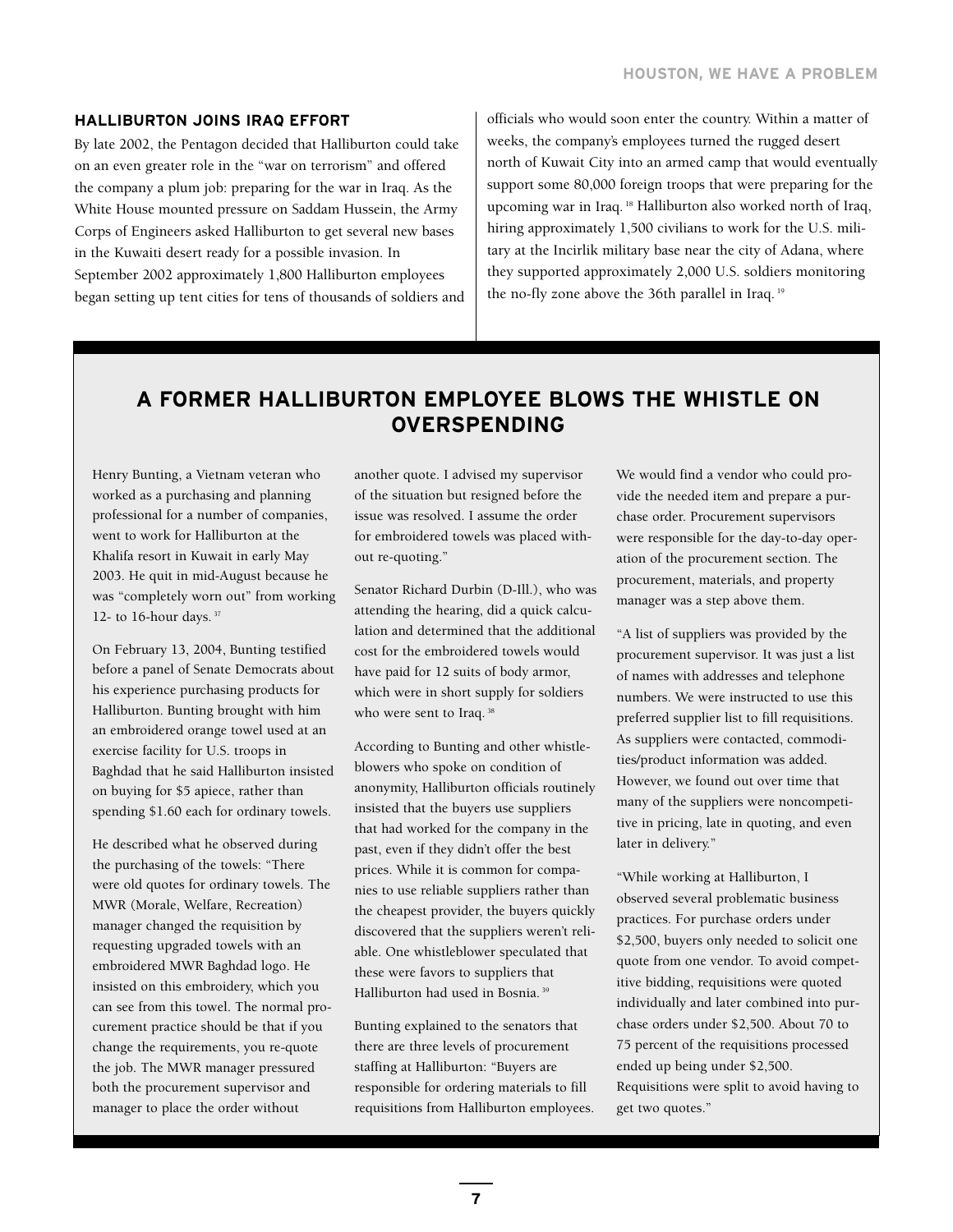## HALLIBURTON JOINS IRAQ EFFORT

By late 2002, the Pentagon decided that Halliburton could take on an even greater role in the "war on terrorism" and offered the company a plum job: preparing for the war in Iraq. As the White House mounted pressure on Saddam Hussein, the Army Corps of Engineers asked Halliburton to get several new bases in the Kuwaiti desert ready for a possible invasion. In September 2002 approximately 1,800 Halliburton employees began setting up tent cities for tens of thousands of soldiers and officials who would soon enter the country. Within a matter of weeks, the company's employees turned the rugged desert north of Kuwait City into an armed camp that would eventually support some 80,000 foreign troops that were preparing for the upcoming war in Iraq. [18] Halliburton also worked north of Iraq, hiring approximately 1,500 civilians to work for the U.S. military at the Incirlik military base near the city of Adana, where they supported approximately 2,000 U.S. soldiers monitoring the no-fly zone above the 36th parallel in Iraq. [19]

## A FORMER HALLIBURTON EMPLOYEE BLOWS THE WHISTLE ON OVERSPENDING

Henry Bunting, a Vietnam veteran who worked as a purchasing and planning professional for a number of companies, went to work for Halliburton at the Khalifa resort in Kuwait in early May 2003. He quit in mid-August because he was "completely worn out" from working 12- to 16-hour days. [37]

On February 13, 2004, Bunting testified before a panel of Senate Democrats about his experience purchasing products for Halliburton. Bunting brought with him an embroidered orange towel used at an exercise facility for U.S. troops in Baghdad that he said Halliburton insisted on buying for $5 apiece, rather than spending $1.60 each for ordinary towels.

He described what he observed during the purchasing of the towels: "There were old quotes for ordinary towels. The MWR (Morale, Welfare, Recreation) manager changed the requisition by requesting upgraded towels with an embroidered MWR Baghdad logo. He insisted on this embroidery, which you can see from this towel. The normal procurement practice should be that if you change the requirements, you re-quote the job. The MWR manager pressured both the procurement supervisor and manager to place the order without another quote. I advised my supervisor of the situation but resigned before the issue was resolved. I assume the order for embroidered towels was placed without re-quoting."

Senator Richard Durbin (D-Ill.), who was attending the hearing, did a quick calculation and determined that the additional cost for the embroidered towels would have paid for 12 suits of body armor, which were in short supply for soldiers who were sent to Iraq. [38]

According to Bunting and other whistleblowers who spoke on condition of anonymity, Halliburton officials routinely insisted that the buyers use suppliers that had worked for the company in the past, even if they didn't offer the best prices. While it is common for companies to use reliable suppliers rather than the cheapest provider, the buyers quickly discovered that the suppliers weren't reliable. One whistleblower speculated that these were favors to suppliers that Halliburton had used in Bosnia. [39]

Bunting explained to the senators that there are three levels of procurement staffing at Halliburton: "Buyers are responsible for ordering materials to fill requisitions from Halliburton employees. We would find a vendor who could provide the needed item and prepare a purchase order. Procurement supervisors were responsible for the day-to-day operation of the procurement section. The procurement, materials, and property manager was a step above them.

"A list of suppliers was provided by the procurement supervisor. It was just a list of names with addresses and telephone numbers. We were instructed to use this preferred supplier list to fill requisitions. As suppliers were contacted, commodities/product information was added. However, we found out over time that many of the suppliers were noncompetitive in pricing, late in quoting, and even later in delivery."

"While working at Halliburton, I observed several problematic business practices. For purchase orders under $2,500, buyers only needed to solicit one quote from one vendor. To avoid competitive bidding, requisitions were quoted individually and later combined into purchase orders under $2,500. About 70 to 75 percent of the requisitions processed ended up being under $2,500. Requisitions were split to avoid having to get two quotes."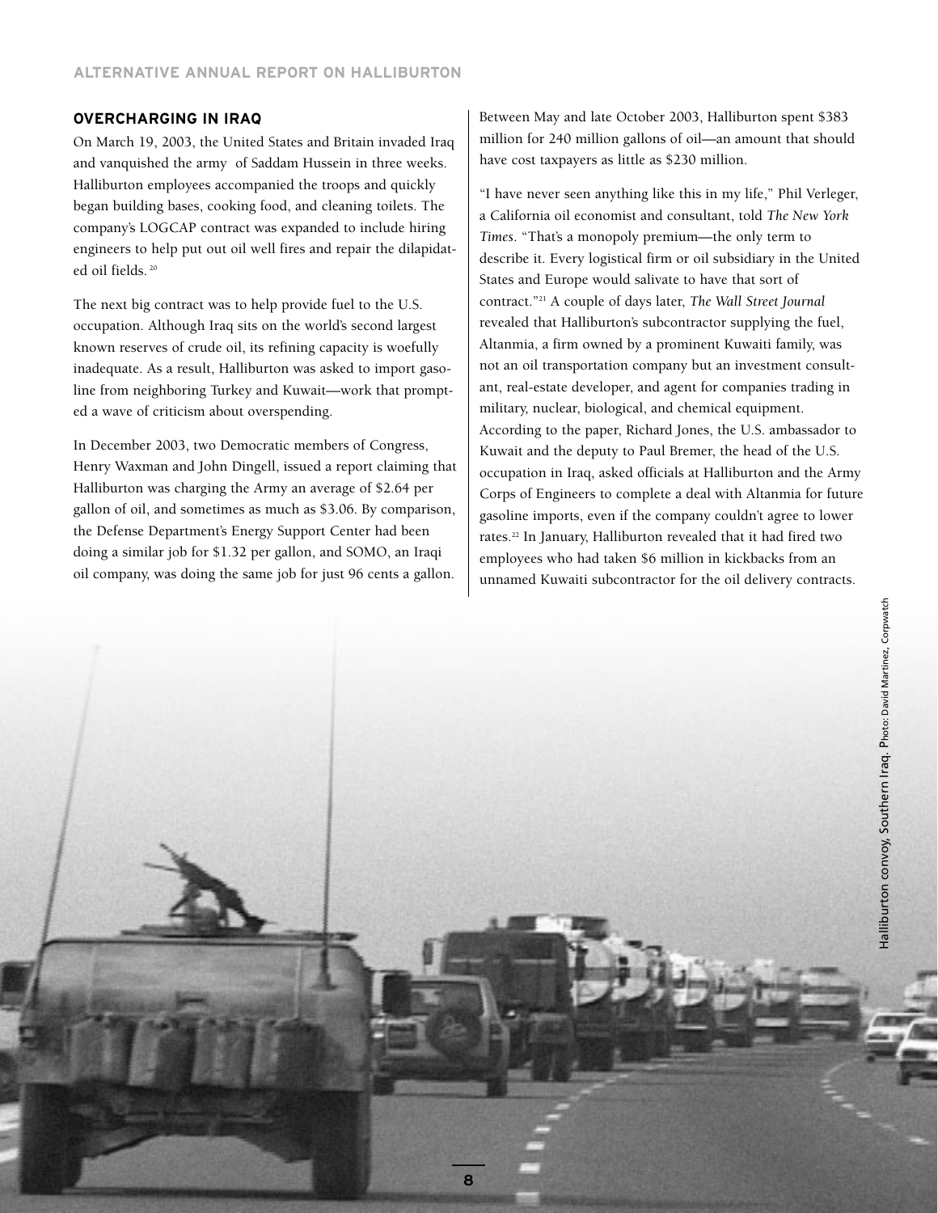## OVERCHARGING IN IRAQ

On March 19, 2003, the United States and Britain invaded Iraq and vanquished the army of Saddam Hussein in three weeks. Halliburton employees accompanied the troops and quickly began building bases, cooking food, and cleaning toilets. The company's LOGCAP contract was expanded to include hiring engineers to help put out oil well fires and repair the dilapidated oil fields.[20]

The next big contract was to help provide fuel to the U.S. occupation. Although Iraq sits on the world's second largest known reserves of crude oil, its refining capacity is woefully inadequate. As a result, Halliburton was asked to import gasoline from neighboring Turkey and Kuwait—work that prompted a wave of criticism about overspending.

In December 2003, two Democratic members of Congress, Henry Waxman and John Dingell, issued a report claiming that Halliburton was charging the Army an average of $2.64 per gallon of oil, and sometimes as much as $3.06. By comparison, the Defense Department's Energy Support Center had been doing a similar job for $1.32 per gallon, and SOMO, an Iraqi oil company, was doing the same job for just 96 cents a gallon.

Between May and late October 2003, Halliburton spent $383 million for 240 million gallons of oil—an amount that should have cost taxpayers as little as $230 million.

"I have never seen anything like this in my life," Phil Verleger, a California oil economist and consultant, told *The New York Times*. "That's a monopoly premium—the only term to describe it. Every logistical firm or oil subsidiary in the United States and Europe would salivate to have that sort of contract."[21] A couple of days later, *The Wall Street Journal* revealed that Halliburton's subcontractor supplying the fuel, Altanmia, a firm owned by a prominent Kuwaiti family, was not an oil transportation company but an investment consultant, real-estate developer, and agent for companies trading in military, nuclear, biological, and chemical equipment. According to the paper, Richard Jones, the U.S. ambassador to Kuwait and the deputy to Paul Bremer, the head of the U.S. occupation in Iraq, asked officials at Halliburton and the Army Corps of Engineers to complete a deal with Altanmia for future gasoline imports, even if the company couldn't agree to lower rates.[22] In January, Halliburton revealed that it had fired two employees who had taken $6 million in kickbacks from an unnamed Kuwaiti subcontractor for the oil delivery contracts.

Halliburton convoy, Southern Iraq. Photo: David Martinez, Corpwatch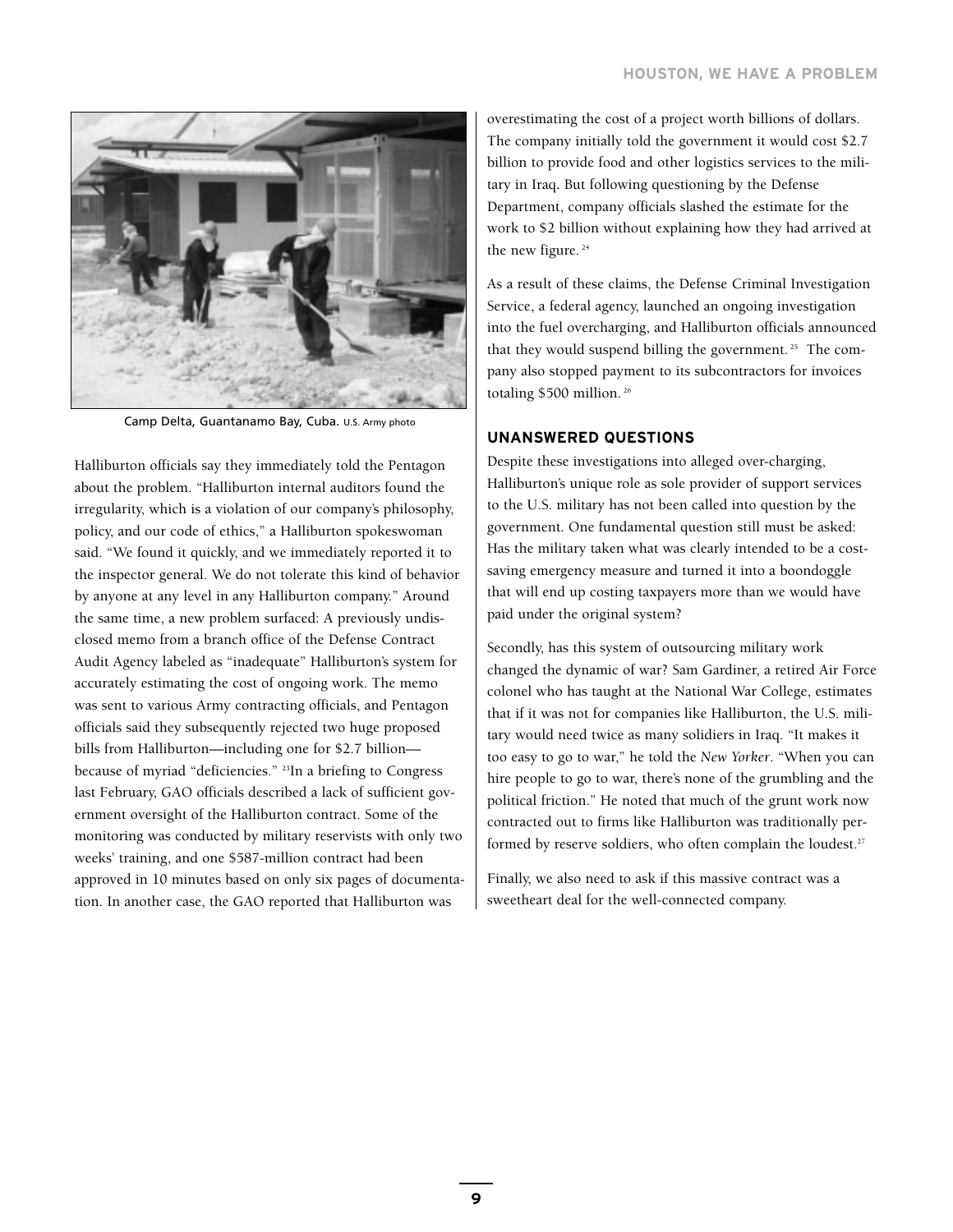Camp Delta, Guantanamo Bay, Cuba. U.S. Army photo

Halliburton officials say they immediately told the Pentagon about the problem. "Halliburton internal auditors found the irregularity, which is a violation of our company's philosophy, policy, and our code of ethics," a Halliburton spokeswoman said. "We found it quickly, and we immediately reported it to the inspector general. We do not tolerate this kind of behavior by anyone at any level in any Halliburton company." Around the same time, a new problem surfaced: A previously undisclosed memo from a branch office of the Defense Contract Audit Agency labeled as "inadequate" Halliburton's system for accurately estimating the cost of ongoing work. The memo was sent to various Army contracting officials, and Pentagon officials said they subsequently rejected two huge proposed bills from Halliburton—including one for $2.7 billion—because of myriad "deficiencies." [23]In a briefing to Congress last February, GAO officials described a lack of sufficient government oversight of the Halliburton contract. Some of the monitoring was conducted by military reservists with only two weeks' training, and one $587-million contract had been approved in 10 minutes based on only six pages of documentation. In another case, the GAO reported that Halliburton was overestimating the cost of a project worth billions of dollars. The company initially told the government it would cost $2.7 billion to provide food and other logistics services to the military in Iraq. But following questioning by the Defense Department, company officials slashed the estimate for the work to $2 billion without explaining how they had arrived at the new figure. [24]

As a result of these claims, the Defense Criminal Investigation Service, a federal agency, launched an ongoing investigation into the fuel overcharging, and Halliburton officials announced that they would suspend billing the government. [25] The company also stopped payment to its subcontractors for invoices totaling $500 million. [26]

## UNANSWERED QUESTIONS

Despite these investigations into alleged over-charging, Halliburton's unique role as sole provider of support services to the U.S. military has not been called into question by the government. One fundamental question still must be asked: Has the military taken what was clearly intended to be a cost-saving emergency measure and turned it into a boondoggle that will end up costing taxpayers more than we would have paid under the original system?

Secondly, has this system of outsourcing military work changed the dynamic of war? Sam Gardiner, a retired Air Force colonel who has taught at the National War College, estimates that if it was not for companies like Halliburton, the U.S. military would need twice as many solidiers in Iraq. "It makes it too easy to go to war," he told the *New Yorker*. "When you can hire people to go to war, there's none of the grumbling and the political friction." He noted that much of the grunt work now contracted out to firms like Halliburton was traditionally performed by reserve soldiers, who often complain the loudest.[27]

Finally, we also need to ask if this massive contract was a sweetheart deal for the well-connected company.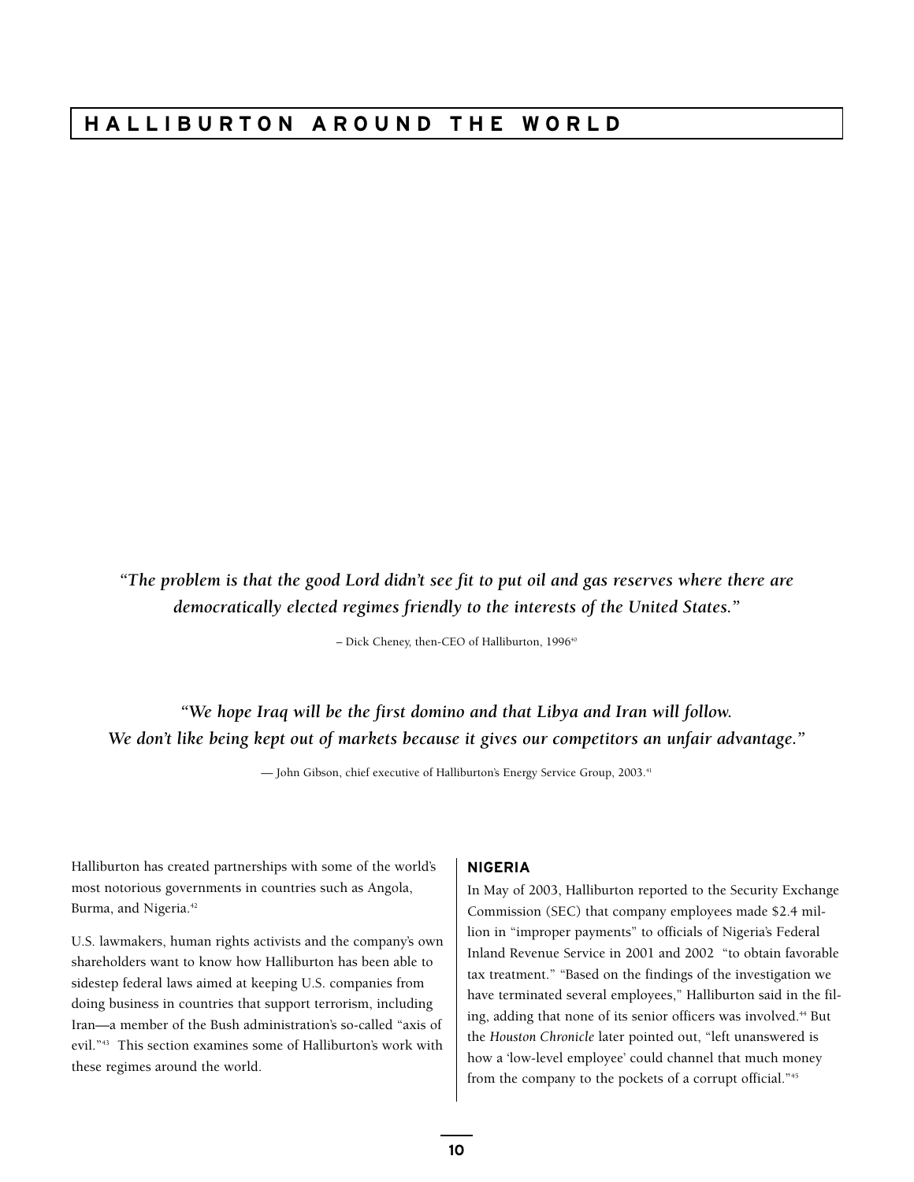# HALLIBURTON AROUND THE WORLD

*"The problem is that the good Lord didn't see fit to put oil and gas reserves where there are democratically elected regimes friendly to the interests of the United States."*

– Dick Cheney, then-CEO of Halliburton, 1996[40]

*"We hope Iraq will be the first domino and that Libya and Iran will follow. We don't like being kept out of markets because it gives our competitors an unfair advantage."*

— John Gibson, chief executive of Halliburton's Energy Service Group, 2003.[41]

Halliburton has created partnerships with some of the world's most notorious governments in countries such as Angola, Burma, and Nigeria.[42]

U.S. lawmakers, human rights activists and the company's own shareholders want to know how Halliburton has been able to sidestep federal laws aimed at keeping U.S. companies from doing business in countries that support terrorism, including Iran—a member of the Bush administration's so-called "axis of evil."[43] This section examines some of Halliburton's work with these regimes around the world.

## NIGERIA

In May of 2003, Halliburton reported to the Security Exchange Commission (SEC) that company employees made $2.4 million in "improper payments" to officials of Nigeria's Federal Inland Revenue Service in 2001 and 2002 "to obtain favorable tax treatment." "Based on the findings of the investigation we have terminated several employees," Halliburton said in the filing, adding that none of its senior officers was involved.[44] But the *Houston Chronicle* later pointed out, "left unanswered is how a 'low-level employee' could channel that much money from the company to the pockets of a corrupt official."[45]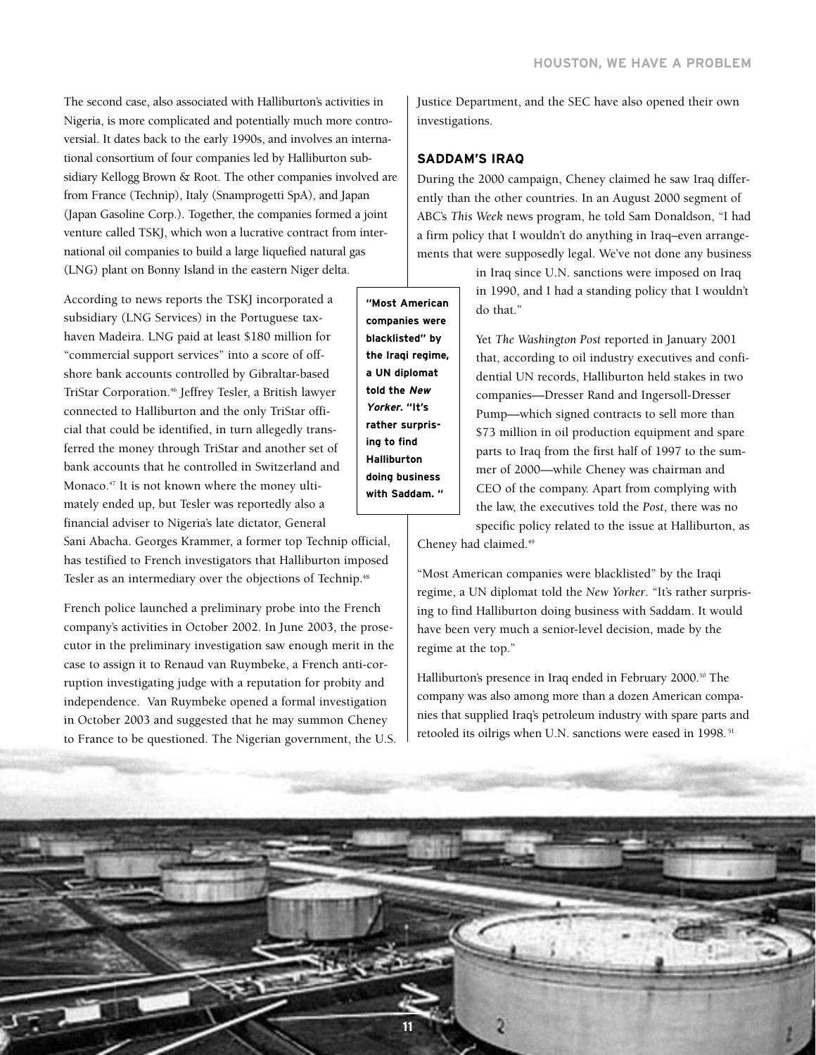The second case, also associated with Halliburton's activities in Nigeria, is more complicated and potentially much more controversial. It dates back to the early 1990s, and involves an international consortium of four companies led by Halliburton subsidiary Kellogg Brown & Root. The other companies involved are from France (Technip), Italy (Snamprogetti SpA), and Japan (Japan Gasoline Corp.). Together, the companies formed a joint venture called TSKJ, which won a lucrative contract from international oil companies to build a large liquefied natural gas (LNG) plant on Bonny Island in the eastern Niger delta.

According to news reports the TSKJ incorporated a subsidiary (LNG Services) in the Portuguese tax-haven Madeira. LNG paid at least $180 million for "commercial support services" into a score of offshore bank accounts controlled by Gibraltar-based TriStar Corporation.[46] Jeffrey Tesler, a British lawyer connected to Halliburton and the only TriStar official that could be identified, in turn allegedly transferred the money through TriStar and another set of bank accounts that he controlled in Switzerland and Monaco.[47] It is not known where the money ultimately ended up, but Tesler was reportedly also a financial adviser to Nigeria's late dictator, General Sani Abacha. Georges Krammer, a former top Technip official, has testified to French investigators that Halliburton imposed Tesler as an intermediary over the objections of Technip.[48]

French police launched a preliminary probe into the French company's activities in October 2002. In June 2003, the prosecutor in the preliminary investigation saw enough merit in the case to assign it to Renaud van Ruymbeke, a French anti-corruption investigating judge with a reputation for probity and independence. Van Ruymbeke opened a formal investigation in October 2003 and suggested that he may summon Cheney to France to be questioned. The Nigerian government, the U.S. Justice Department, and the SEC have also opened their own investigations.

## SADDAM'S IRAQ

During the 2000 campaign, Cheney claimed he saw Iraq differently than the other countries. In an August 2000 segment of ABC's *This Week* news program, he told Sam Donaldson, "I had a firm policy that I wouldn't do anything in Iraq–even arrangements that were supposedly legal. We've not done any business in Iraq since U.N. sanctions were imposed on Iraq in 1990, and I had a standing policy that I wouldn't do that."

Yet *The Washington Post* reported in January 2001 that, according to oil industry executives and confidential UN records, Halliburton held stakes in two companies—Dresser Rand and Ingersoll-Dresser Pump—which signed contracts to sell more than $73 million in oil production equipment and spare parts to Iraq from the first half of 1997 to the summer of 2000—while Cheney was chairman and CEO of the company. Apart from complying with the law, the executives told the *Post*, there was no specific policy related to the issue at Halliburton, as Cheney had claimed.[49]

**"Most American companies were blacklisted" by the Iraqi regime, a UN diplomat told the *New Yorker*. "It's rather surprising to find Halliburton doing business with Saddam. "**

"Most American companies were blacklisted" by the Iraqi regime, a UN diplomat told the *New Yorker*. "It's rather surprising to find Halliburton doing business with Saddam. It would have been very much a senior-level decision, made by the regime at the top."

Halliburton's presence in Iraq ended in February 2000.[50] The company was also among more than a dozen American companies that supplied Iraq's petroleum industry with spare parts and retooled its oilrigs when U.N. sanctions were eased in 1998.[51]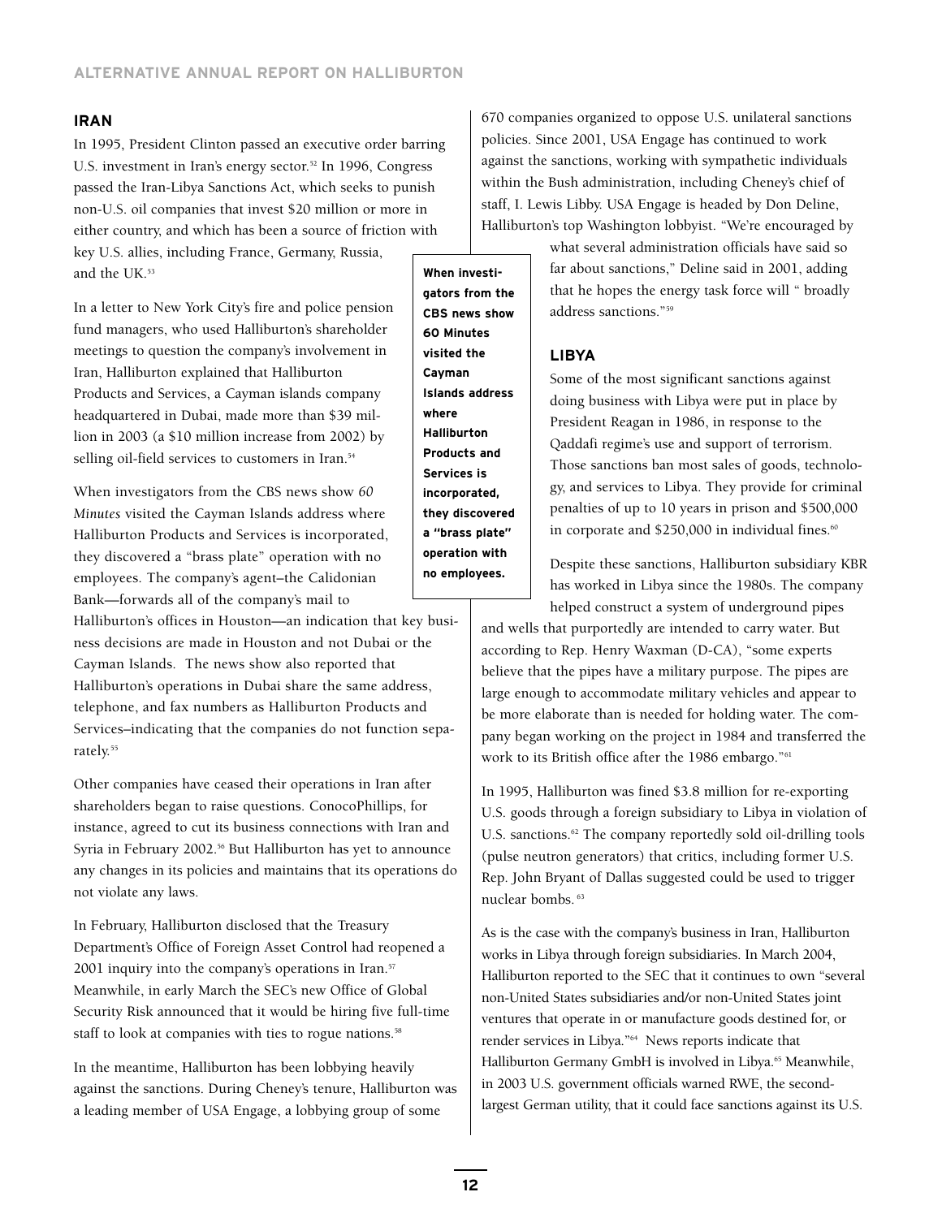## IRAN

In 1995, President Clinton passed an executive order barring U.S. investment in Iran's energy sector.[52] In 1996, Congress passed the Iran-Libya Sanctions Act, which seeks to punish non-U.S. oil companies that invest $20 million or more in either country, and which has been a source of friction with key U.S. allies, including France, Germany, Russia, and the UK.[53]

In a letter to New York City's fire and police pension fund managers, who used Halliburton's shareholder meetings to question the company's involvement in Iran, Halliburton explained that Halliburton Products and Services, a Cayman islands company headquartered in Dubai, made more than $39 million in 2003 (a $10 million increase from 2002) by selling oil-field services to customers in Iran.[54]

When investigators from the CBS news show *60 Minutes* visited the Cayman Islands address where Halliburton Products and Services is incorporated, they discovered a "brass plate" operation with no employees. The company's agent–the Calidonian Bank—forwards all of the company's mail to Halliburton's offices in Houston—an indication that key business decisions are made in Houston and not Dubai or the Cayman Islands. The news show also reported that Halliburton's operations in Dubai share the same address, telephone, and fax numbers as Halliburton Products and Services–indicating that the companies do not function separately.[55]

**When investigators from the CBS news show 60 Minutes visited the Cayman Islands address where Halliburton Products and Services is incorporated, they discovered a "brass plate" operation with no employees.**

Other companies have ceased their operations in Iran after shareholders began to raise questions. ConocoPhillips, for instance, agreed to cut its business connections with Iran and Syria in February 2002.[56] But Halliburton has yet to announce any changes in its policies and maintains that its operations do not violate any laws.

In February, Halliburton disclosed that the Treasury Department's Office of Foreign Asset Control had reopened a 2001 inquiry into the company's operations in Iran.[57] Meanwhile, in early March the SEC's new Office of Global Security Risk announced that it would be hiring five full-time staff to look at companies with ties to rogue nations.[58]

In the meantime, Halliburton has been lobbying heavily against the sanctions. During Cheney's tenure, Halliburton was a leading member of USA Engage, a lobbying group of some 670 companies organized to oppose U.S. unilateral sanctions policies. Since 2001, USA Engage has continued to work against the sanctions, working with sympathetic individuals within the Bush administration, including Cheney's chief of staff, I. Lewis Libby. USA Engage is headed by Don Deline, Halliburton's top Washington lobbyist. "We're encouraged by what several administration officials have said so far about sanctions," Deline said in 2001, adding that he hopes the energy task force will " broadly address sanctions."[59]

## LIBYA

Some of the most significant sanctions against doing business with Libya were put in place by President Reagan in 1986, in response to the Qaddafi regime's use and support of terrorism. Those sanctions ban most sales of goods, technology, and services to Libya. They provide for criminal penalties of up to 10 years in prison and $500,000 in corporate and $250,000 in individual fines.[60]

Despite these sanctions, Halliburton subsidiary KBR has worked in Libya since the 1980s. The company helped construct a system of underground pipes and wells that purportedly are intended to carry water. But according to Rep. Henry Waxman (D-CA), "some experts believe that the pipes have a military purpose. The pipes are large enough to accommodate military vehicles and appear to be more elaborate than is needed for holding water. The company began working on the project in 1984 and transferred the work to its British office after the 1986 embargo."[61]

In 1995, Halliburton was fined $3.8 million for re-exporting U.S. goods through a foreign subsidiary to Libya in violation of U.S. sanctions.[62] The company reportedly sold oil-drilling tools (pulse neutron generators) that critics, including former U.S. Rep. John Bryant of Dallas suggested could be used to trigger nuclear bombs.[63]

As is the case with the company's business in Iran, Halliburton works in Libya through foreign subsidiaries. In March 2004, Halliburton reported to the SEC that it continues to own "several non-United States subsidiaries and/or non-United States joint ventures that operate in or manufacture goods destined for, or render services in Libya."[64] News reports indicate that Halliburton Germany GmbH is involved in Libya.[65] Meanwhile, in 2003 U.S. government officials warned RWE, the second-largest German utility, that it could face sanctions against its U.S.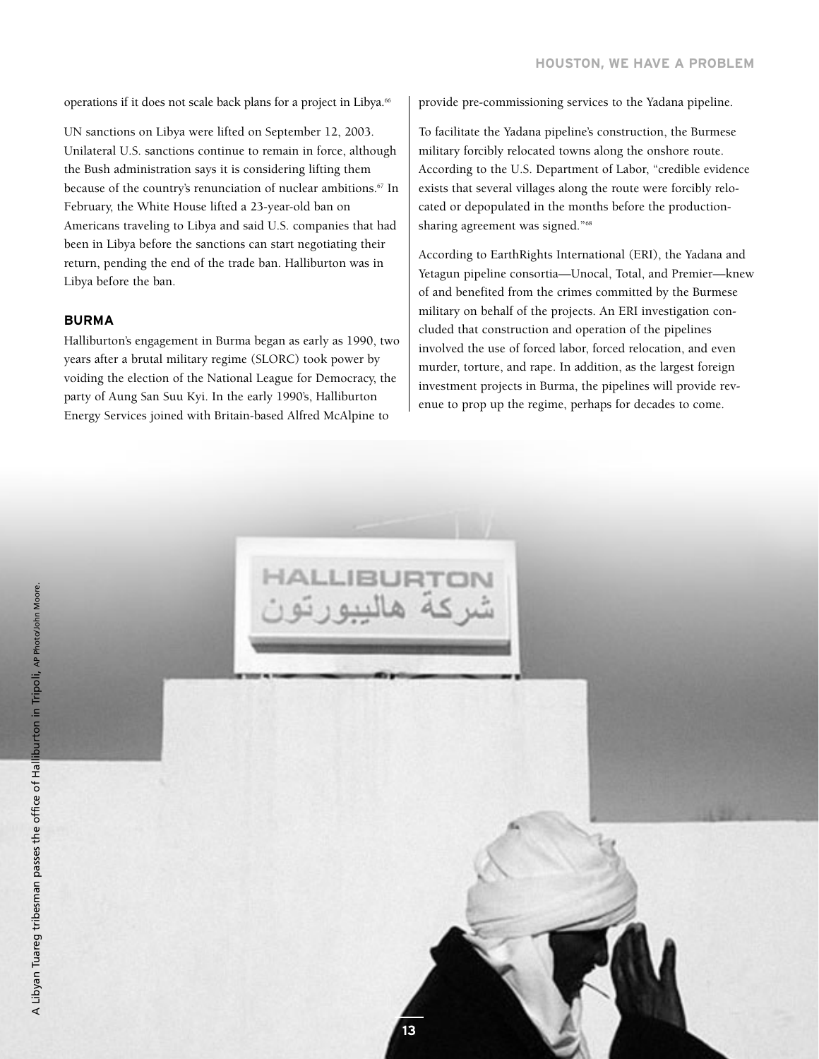operations if it does not scale back plans for a project in Libya.[66]

UN sanctions on Libya were lifted on September 12, 2003. Unilateral U.S. sanctions continue to remain in force, although the Bush administration says it is considering lifting them because of the country's renunciation of nuclear ambitions.[67] In February, the White House lifted a 23-year-old ban on Americans traveling to Libya and said U.S. companies that had been in Libya before the sanctions can start negotiating their return, pending the end of the trade ban. Halliburton was in Libya before the ban.

## BURMA

Halliburton's engagement in Burma began as early as 1990, two years after a brutal military regime (SLORC) took power by voiding the election of the National League for Democracy, the party of Aung San Suu Kyi. In the early 1990's, Halliburton Energy Services joined with Britain-based Alfred McAlpine to provide pre-commissioning services to the Yadana pipeline.

To facilitate the Yadana pipeline's construction, the Burmese military forcibly relocated towns along the onshore route. According to the U.S. Department of Labor, "credible evidence exists that several villages along the route were forcibly relocated or depopulated in the months before the production-sharing agreement was signed."[68]

According to EarthRights International (ERI), the Yadana and Yetagun pipeline consortia—Unocal, Total, and Premier—knew of and benefited from the crimes committed by the Burmese military on behalf of the projects. An ERI investigation concluded that construction and operation of the pipelines involved the use of forced labor, forced relocation, and even murder, torture, and rape. In addition, as the largest foreign investment projects in Burma, the pipelines will provide revenue to prop up the regime, perhaps for decades to come.

A Libyan Tuareg tribesman passes the office of Halliburton in Tripoli, AP Photo/John Moore.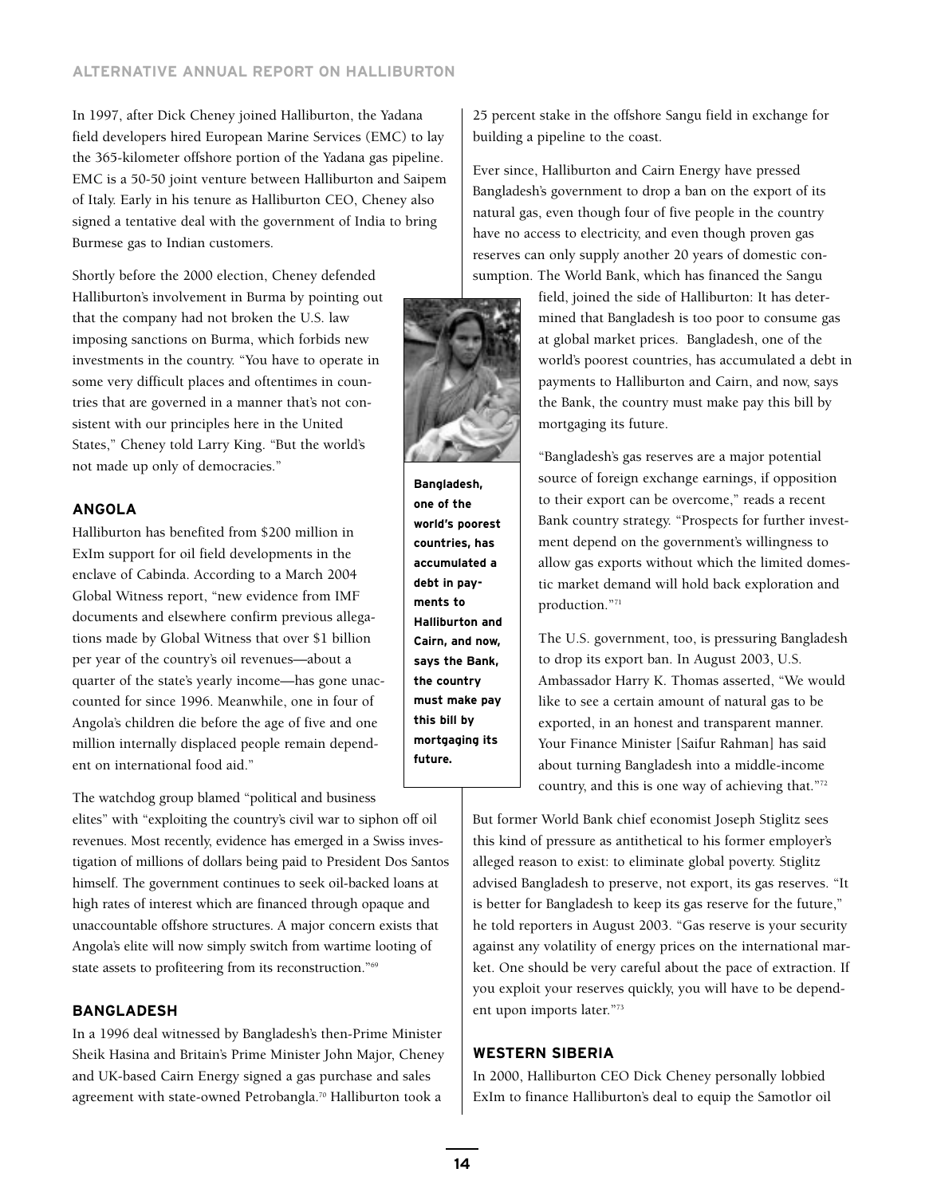In 1997, after Dick Cheney joined Halliburton, the Yadana field developers hired European Marine Services (EMC) to lay the 365-kilometer offshore portion of the Yadana gas pipeline. EMC is a 50-50 joint venture between Halliburton and Saipem of Italy. Early in his tenure as Halliburton CEO, Cheney also signed a tentative deal with the government of India to bring Burmese gas to Indian customers.

Shortly before the 2000 election, Cheney defended Halliburton's involvement in Burma by pointing out that the company had not broken the U.S. law imposing sanctions on Burma, which forbids new investments in the country. "You have to operate in some very difficult places and oftentimes in countries that are governed in a manner that's not consistent with our principles here in the United States," Cheney told Larry King. "But the world's not made up only of democracies."

## ANGOLA

Halliburton has benefited from $200 million in ExIm support for oil field developments in the enclave of Cabinda. According to a March 2004 Global Witness report, "new evidence from IMF documents and elsewhere confirm previous allegations made by Global Witness that over $1 billion per year of the country's oil revenues—about a quarter of the state's yearly income—has gone unaccounted for since 1996. Meanwhile, one in four of Angola's children die before the age of five and one million internally displaced people remain dependent on international food aid."

The watchdog group blamed "political and business elites" with "exploiting the country's civil war to siphon off oil revenues. Most recently, evidence has emerged in a Swiss investigation of millions of dollars being paid to President Dos Santos himself. The government continues to seek oil-backed loans at high rates of interest which are financed through opaque and unaccountable offshore structures. A major concern exists that Angola's elite will now simply switch from wartime looting of state assets to profiteering from its reconstruction."[69]

## BANGLADESH

In a 1996 deal witnessed by Bangladesh's then-Prime Minister Sheik Hasina and Britain's Prime Minister John Major, Cheney and UK-based Cairn Energy signed a gas purchase and sales agreement with state-owned Petrobangla.[70] Halliburton took a 25 percent stake in the offshore Sangu field in exchange for building a pipeline to the coast.

Ever since, Halliburton and Cairn Energy have pressed Bangladesh's government to drop a ban on the export of its natural gas, even though four of five people in the country have no access to electricity, and even though proven gas reserves can only supply another 20 years of domestic consumption. The World Bank, which has financed the Sangu field, joined the side of Halliburton: It has determined that Bangladesh is too poor to consume gas at global market prices. Bangladesh, one of the world's poorest countries, has accumulated a debt in payments to Halliburton and Cairn, and now, says the Bank, the country must make pay this bill by mortgaging its future.

**Bangladesh, one of the world's poorest countries, has accumulated a debt in payments to Halliburton and Cairn, and now, says the Bank, the country must make pay this bill by mortgaging its future.**

"Bangladesh's gas reserves are a major potential source of foreign exchange earnings, if opposition to their export can be overcome," reads a recent Bank country strategy. "Prospects for further investment depend on the government's willingness to allow gas exports without which the limited domestic market demand will hold back exploration and production."[71]

The U.S. government, too, is pressuring Bangladesh to drop its export ban. In August 2003, U.S. Ambassador Harry K. Thomas asserted, "We would like to see a certain amount of natural gas to be exported, in an honest and transparent manner. Your Finance Minister [Saifur Rahman] has said about turning Bangladesh into a middle-income country, and this is one way of achieving that."[72]

But former World Bank chief economist Joseph Stiglitz sees this kind of pressure as antithetical to his former employer's alleged reason to exist: to eliminate global poverty. Stiglitz advised Bangladesh to preserve, not export, its gas reserves. "It is better for Bangladesh to keep its gas reserve for the future," he told reporters in August 2003. "Gas reserve is your security against any volatility of energy prices on the international market. One should be very careful about the pace of extraction. If you exploit your reserves quickly, you will have to be dependent upon imports later."[73]

## WESTERN SIBERIA

In 2000, Halliburton CEO Dick Cheney personally lobbied ExIm to finance Halliburton's deal to equip the Samotlor oil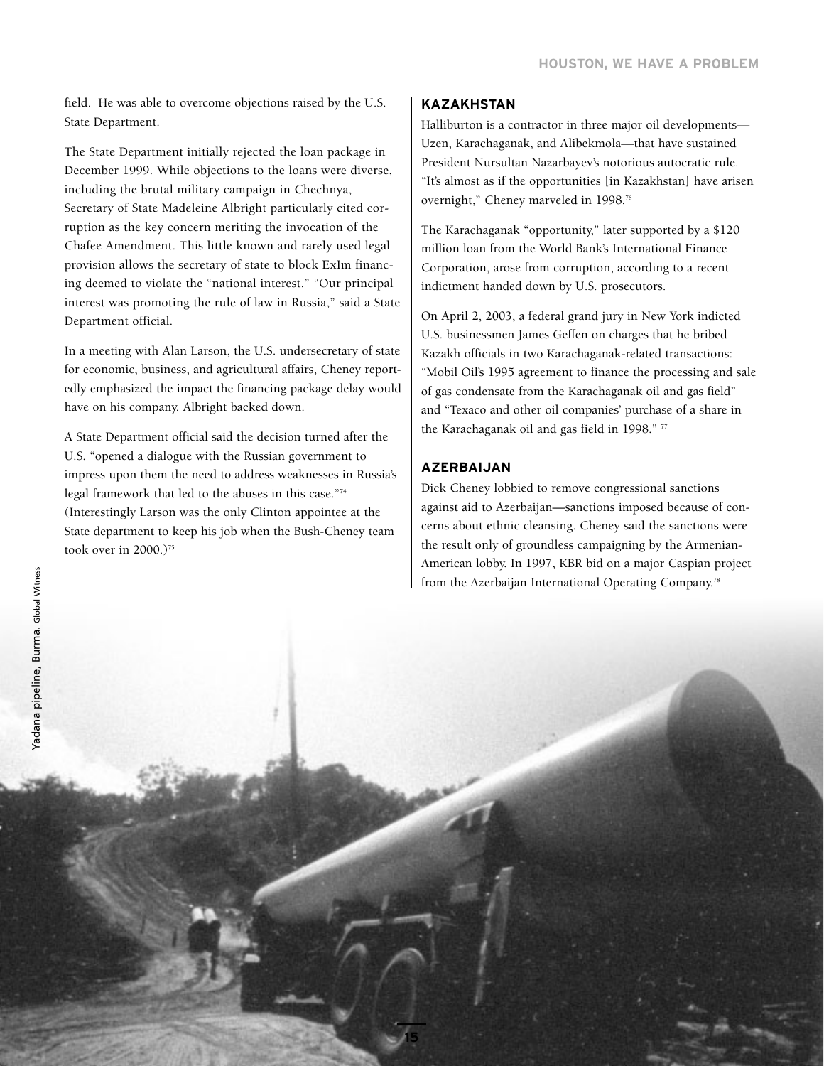field. He was able to overcome objections raised by the U.S. State Department.

The State Department initially rejected the loan package in December 1999. While objections to the loans were diverse, including the brutal military campaign in Chechnya, Secretary of State Madeleine Albright particularly cited corruption as the key concern meriting the invocation of the Chafee Amendment. This little known and rarely used legal provision allows the secretary of state to block ExIm financing deemed to violate the "national interest." "Our principal interest was promoting the rule of law in Russia," said a State Department official.

In a meeting with Alan Larson, the U.S. undersecretary of state for economic, business, and agricultural affairs, Cheney reportedly emphasized the impact the financing package delay would have on his company. Albright backed down.

A State Department official said the decision turned after the U.S. "opened a dialogue with the Russian government to impress upon them the need to address weaknesses in Russia's legal framework that led to the abuses in this case."[74] (Interestingly Larson was the only Clinton appointee at the State department to keep his job when the Bush-Cheney team took over in 2000.)[75]

## KAZAKHSTAN

Halliburton is a contractor in three major oil developments—Uzen, Karachaganak, and Alibekmola—that have sustained President Nursultan Nazarbayev's notorious autocratic rule. "It's almost as if the opportunities [in Kazakhstan] have arisen overnight," Cheney marveled in 1998.[76]

The Karachaganak "opportunity," later supported by a $120 million loan from the World Bank's International Finance Corporation, arose from corruption, according to a recent indictment handed down by U.S. prosecutors.

On April 2, 2003, a federal grand jury in New York indicted U.S. businessmen James Geffen on charges that he bribed Kazakh officials in two Karachaganak-related transactions: "Mobil Oil's 1995 agreement to finance the processing and sale of gas condensate from the Karachaganak oil and gas field" and "Texaco and other oil companies' purchase of a share in the Karachaganak oil and gas field in 1998." [77]

## AZERBAIJAN

Dick Cheney lobbied to remove congressional sanctions against aid to Azerbaijan—sanctions imposed because of concerns about ethnic cleansing. Cheney said the sanctions were the result only of groundless campaigning by the Armenian-American lobby. In 1997, KBR bid on a major Caspian project from the Azerbaijan International Operating Company.[78]

Yadana pipeline, Burma. Global Witness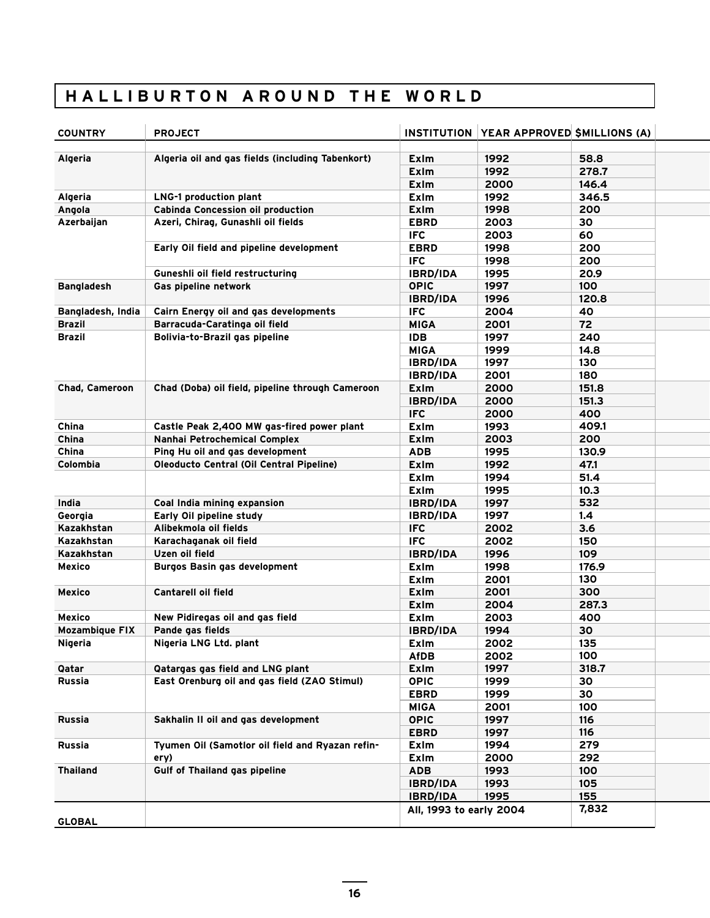# HALLIBURTON AROUND THE WORLD

| COUNTRY | PROJECT | INSTITUTION | YEAR APPROVED | $MILLIONS (A) |
|---|---|---|---|---|
| Algeria | Algeria oil and gas fields (including Tabenkort) | ExIm | 1992 | 58.8 |
| | | ExIm | 1992 | 278.7 |
| | | ExIm | 2000 | 146.4 |
| Algeria | LNG-1 production plant | ExIm | 1992 | 346.5 |
| Angola | Cabinda Concession oil production | ExIm | 1998 | 200 |
| Azerbaijan | Azeri, Chirag, Gunashli oil fields | EBRD | 2003 | 30 |
| | | IFC | 2003 | 60 |
| | Early Oil field and pipeline development | EBRD | 1998 | 200 |
| | | IFC | 1998 | 200 |
| | Guneshli oil field restructuring | IBRD/IDA | 1995 | 20.9 |
| Bangladesh | Gas pipeline network | OPIC | 1997 | 100 |
| | | IBRD/IDA | 1996 | 120.8 |
| Bangladesh, India | Cairn Energy oil and gas developments | IFC | 2004 | 40 |
| Brazil | Barracuda-Caratinga oil field | MIGA | 2001 | 72 |
| Brazil | Bolivia-to-Brazil gas pipeline | IDB | 1997 | 240 |
| | | MIGA | 1999 | 14.8 |
| | | IBRD/IDA | 1997 | 130 |
| | | IBRD/IDA | 2001 | 180 |
| Chad, Cameroon | Chad (Doba) oil field, pipeline through Cameroon | ExIm | 2000 | 151.8 |
| | | IBRD/IDA | 2000 | 151.3 |
| | | IFC | 2000 | 400 |
| China | Castle Peak 2,400 MW gas-fired power plant | ExIm | 1993 | 409.1 |
| China | Nanhai Petrochemical Complex | ExIm | 2003 | 200 |
| China | Ping Hu oil and gas development | ADB | 1995 | 130.9 |
| Colombia | Oleoducto Central (Oil Central Pipeline) | ExIm | 1992 | 47.1 |
| | | ExIm | 1994 | 51.4 |
| | | ExIm | 1995 | 10.3 |
| India | Coal India mining expansion | IBRD/IDA | 1997 | 532 |
| Georgia | Early Oil pipeline study | IBRD/IDA | 1997 | 1.4 |
| Kazakhstan | Alibekmola oil fields | IFC | 2002 | 3.6 |
| Kazakhstan | Karachaganak oil field | IFC | 2002 | 150 |
| Kazakhstan | Uzen oil field | IBRD/IDA | 1996 | 109 |
| Mexico | Burgos Basin gas development | ExIm | 1998 | 176.9 |
| | | ExIm | 2001 | 130 |
| Mexico | Cantarell oil field | ExIm | 2001 | 300 |
| | | ExIm | 2004 | 287.3 |
| Mexico | New Pidiregas oil and gas field | ExIm | 2003 | 400 |
| Mozambique FIX | Pande gas fields | IBRD/IDA | 1994 | 30 |
| Nigeria | Nigeria LNG Ltd. plant | ExIm | 2002 | 135 |
| | | AfDB | 2002 | 100 |
| Qatar | Qatargas gas field and LNG plant | ExIm | 1997 | 318.7 |
| Russia | East Orenburg oil and gas field (ZAO Stimul) | OPIC | 1999 | 30 |
| | | EBRD | 1999 | 30 |
| | | MIGA | 2001 | 100 |
| Russia | Sakhalin II oil and gas development | OPIC | 1997 | 116 |
| | | EBRD | 1997 | 116 |
| Russia | Tyumen Oil (Samotlor oil field and Ryazan refinery) | ExIm | 1994 | 279 |
| | | ExIm | 2000 | 292 |
| Thailand | Gulf of Thailand gas pipeline | ADB | 1993 | 100 |
| | | IBRD/IDA | 1993 | 105 |
| | | IBRD/IDA | 1995 | 155 |
| GLOBAL | | All, 1993 to early 2004 | | 7,832 |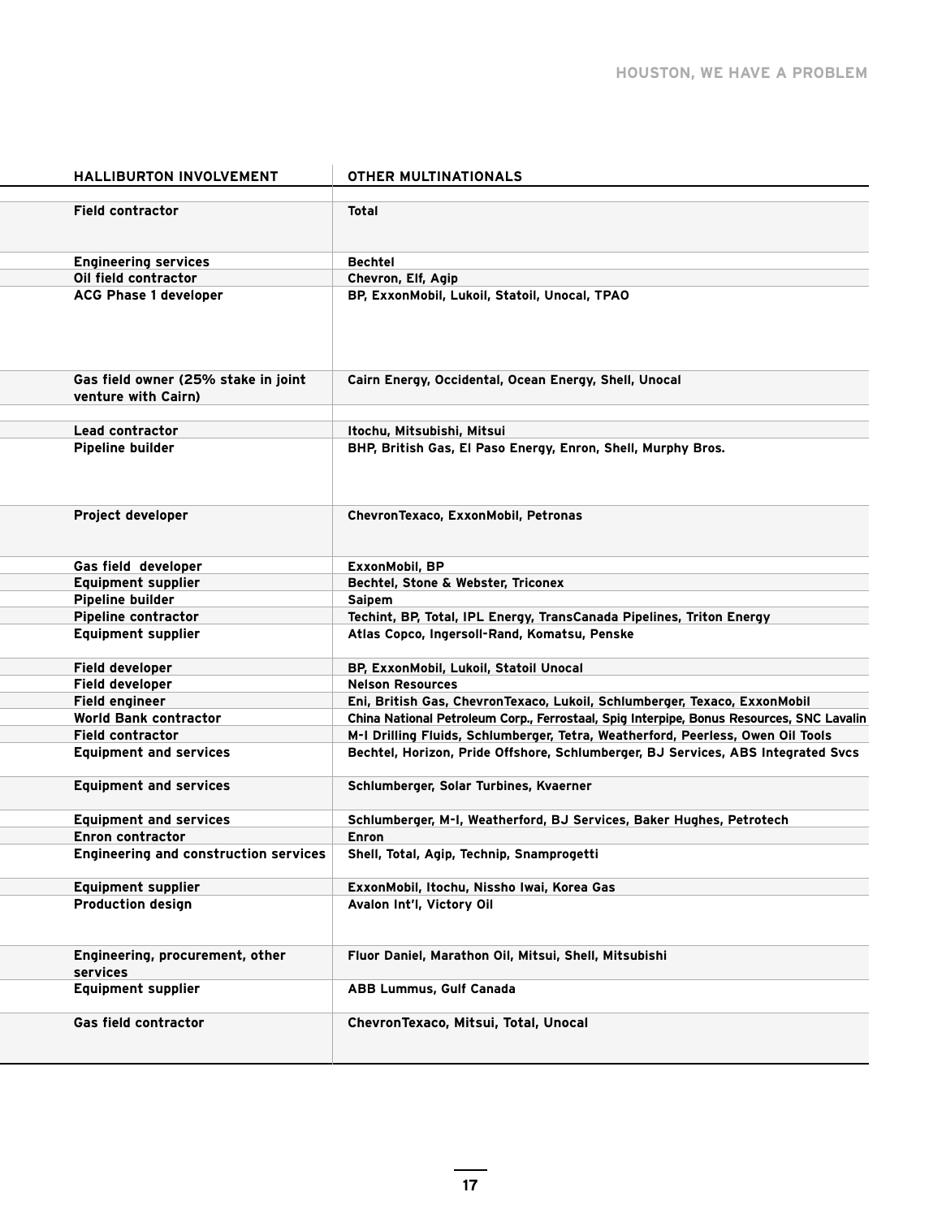| HALLIBURTON INVOLVEMENT | OTHER MULTINATIONALS |
|---|---|
| | |
| Field contractor | Total |
| Engineering services | Bechtel |
| Oil field contractor | Chevron, Elf, Agip |
| ACG Phase 1 developer | BP, ExxonMobil, Lukoil, Statoil, Unocal, TPAO |
| Gas field owner (25% stake in joint venture with Cairn) | Cairn Energy, Occidental, Ocean Energy, Shell, Unocal |
| | |
| Lead contractor | Itochu, Mitsubishi, Mitsui |
| Pipeline builder | BHP, British Gas, El Paso Energy, Enron, Shell, Murphy Bros. |
| Project developer | ChevronTexaco, ExxonMobil, Petronas |
| Gas field developer | ExxonMobil, BP |
| Equipment supplier | Bechtel, Stone & Webster, Triconex |
| Pipeline builder | Saipem |
| Pipeline contractor | Techint, BP, Total, IPL Energy, TransCanada Pipelines, Triton Energy |
| Equipment supplier | Atlas Copco, Ingersoll-Rand, Komatsu, Penske |
| Field developer | BP, ExxonMobil, Lukoil, Statoil Unocal |
| Field developer | Nelson Resources |
| Field engineer | Eni, British Gas, ChevronTexaco, Lukoil, Schlumberger, Texaco, ExxonMobil |
| World Bank contractor | China National Petroleum Corp., Ferrostaal, Spig Interpipe, Bonus Resources, SNC Lavalin |
| Field contractor | M-I Drilling Fluids, Schlumberger, Tetra, Weatherford, Peerless, Owen Oil Tools |
| Equipment and services | Bechtel, Horizon, Pride Offshore, Schlumberger, BJ Services, ABS Integrated Svcs |
| Equipment and services | Schlumberger, Solar Turbines, Kvaerner |
| Equipment and services | Schlumberger, M-I, Weatherford, BJ Services, Baker Hughes, Petrotech |
| Enron contractor | Enron |
| Engineering and construction services | Shell, Total, Agip, Technip, Snamprogetti |
| Equipment supplier | ExxonMobil, Itochu, Nissho Iwai, Korea Gas |
| Production design | Avalon Int'l, Victory Oil |
| Engineering, procurement, other services | Fluor Daniel, Marathon Oil, Mitsui, Shell, Mitsubishi |
| Equipment supplier | ABB Lummus, Gulf Canada |
| Gas field contractor | ChevronTexaco, Mitsui, Total, Unocal |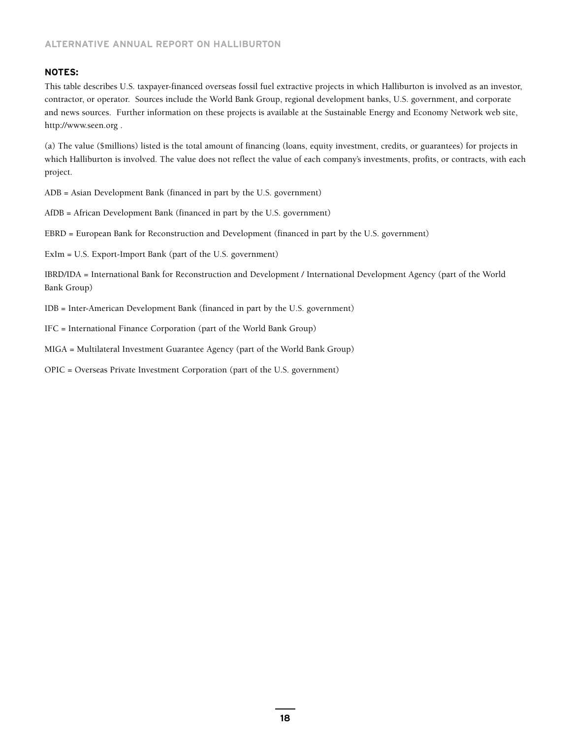## NOTES:

This table describes U.S. taxpayer-financed overseas fossil fuel extractive projects in which Halliburton is involved as an investor, contractor, or operator. Sources include the World Bank Group, regional development banks, U.S. government, and corporate and news sources. Further information on these projects is available at the Sustainable Energy and Economy Network web site, http://www.seen.org .

(a) The value ($millions) listed is the total amount of financing (loans, equity investment, credits, or guarantees) for projects in which Halliburton is involved. The value does not reflect the value of each company's investments, profits, or contracts, with each project.

ADB = Asian Development Bank (financed in part by the U.S. government)

AfDB = African Development Bank (financed in part by the U.S. government)

EBRD = European Bank for Reconstruction and Development (financed in part by the U.S. government)

ExIm = U.S. Export-Import Bank (part of the U.S. government)

IBRD/IDA = International Bank for Reconstruction and Development / International Development Agency (part of the World Bank Group)

IDB = Inter-American Development Bank (financed in part by the U.S. government)

IFC = International Finance Corporation (part of the World Bank Group)

MIGA = Multilateral Investment Guarantee Agency (part of the World Bank Group)

OPIC = Overseas Private Investment Corporation (part of the U.S. government)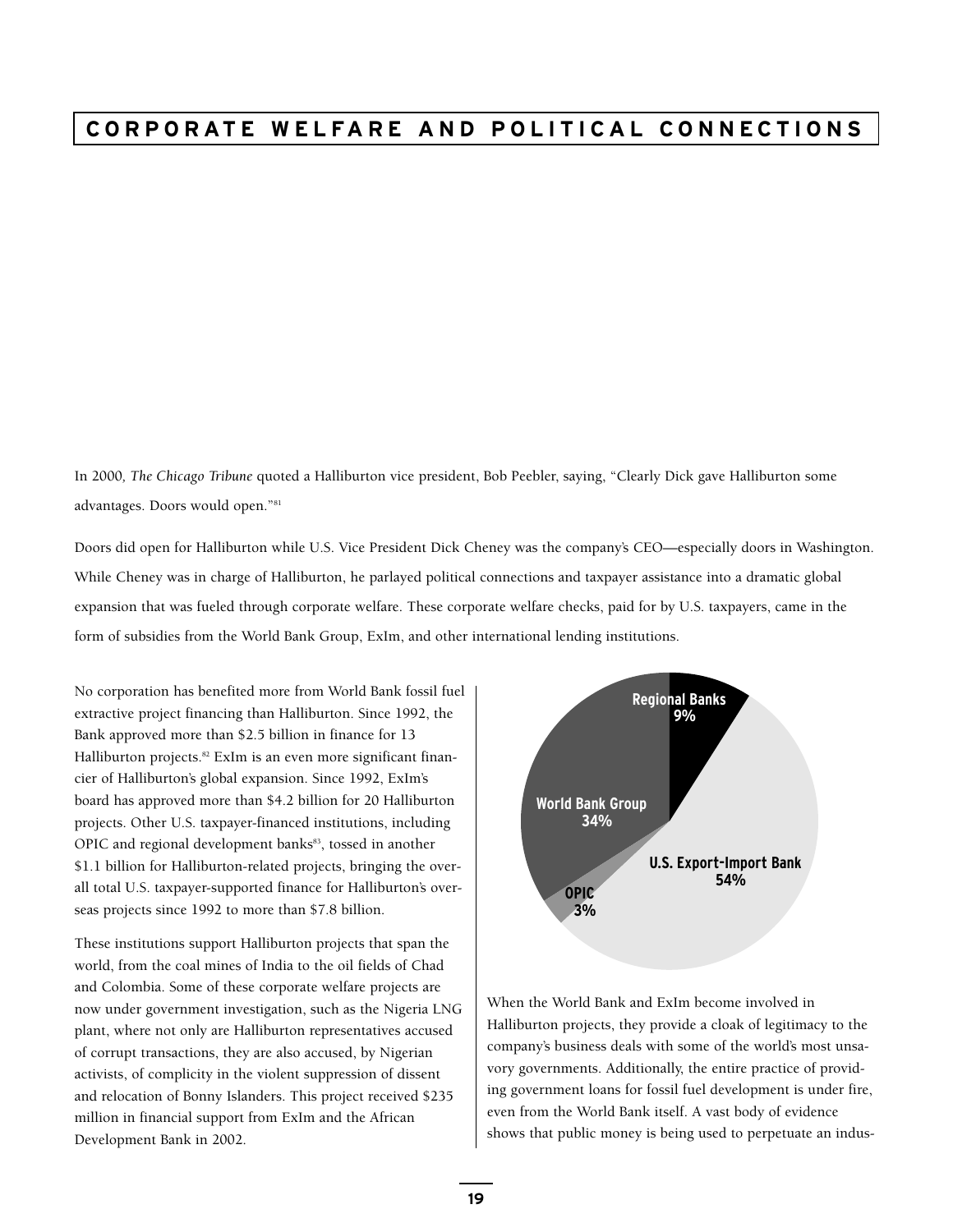# CORPORATE WELFARE AND POLITICAL CONNECTIONS

In 2000, *The Chicago Tribune* quoted a Halliburton vice president, Bob Peebler, saying, "Clearly Dick gave Halliburton some advantages. Doors would open."[81]

Doors did open for Halliburton while U.S. Vice President Dick Cheney was the company's CEO—especially doors in Washington. While Cheney was in charge of Halliburton, he parlayed political connections and taxpayer assistance into a dramatic global expansion that was fueled through corporate welfare. These corporate welfare checks, paid for by U.S. taxpayers, came in the form of subsidies from the World Bank Group, ExIm, and other international lending institutions.

No corporation has benefited more from World Bank fossil fuel extractive project financing than Halliburton. Since 1992, the Bank approved more than $2.5 billion in finance for 13 Halliburton projects.[82] ExIm is an even more significant financier of Halliburton's global expansion. Since 1992, ExIm's board has approved more than $4.2 billion for 20 Halliburton projects. Other U.S. taxpayer-financed institutions, including OPIC and regional development banks[83], tossed in another $1.1 billion for Halliburton-related projects, bringing the overall total U.S. taxpayer-supported finance for Halliburton's overseas projects since 1992 to more than $7.8 billion.

These institutions support Halliburton projects that span the world, from the coal mines of India to the oil fields of Chad and Colombia. Some of these corporate welfare projects are now under government investigation, such as the Nigeria LNG plant, where not only are Halliburton representatives accused of corrupt transactions, they are also accused, by Nigerian activists, of complicity in the violent suppression of dissent and relocation of Bonny Islanders. This project received $235 million in financial support from ExIm and the African Development Bank in 2002.

| Source | Share |
|---|---|
| U.S. Export-Import Bank | 54% |
| World Bank Group | 34% |
| Regional Banks | 9% |
| OPIC | 3% |

When the World Bank and ExIm become involved in Halliburton projects, they provide a cloak of legitimacy to the company's business deals with some of the world's most unsavory governments. Additionally, the entire practice of providing government loans for fossil fuel development is under fire, even from the World Bank itself. A vast body of evidence shows that public money is being used to perpetuate an indus-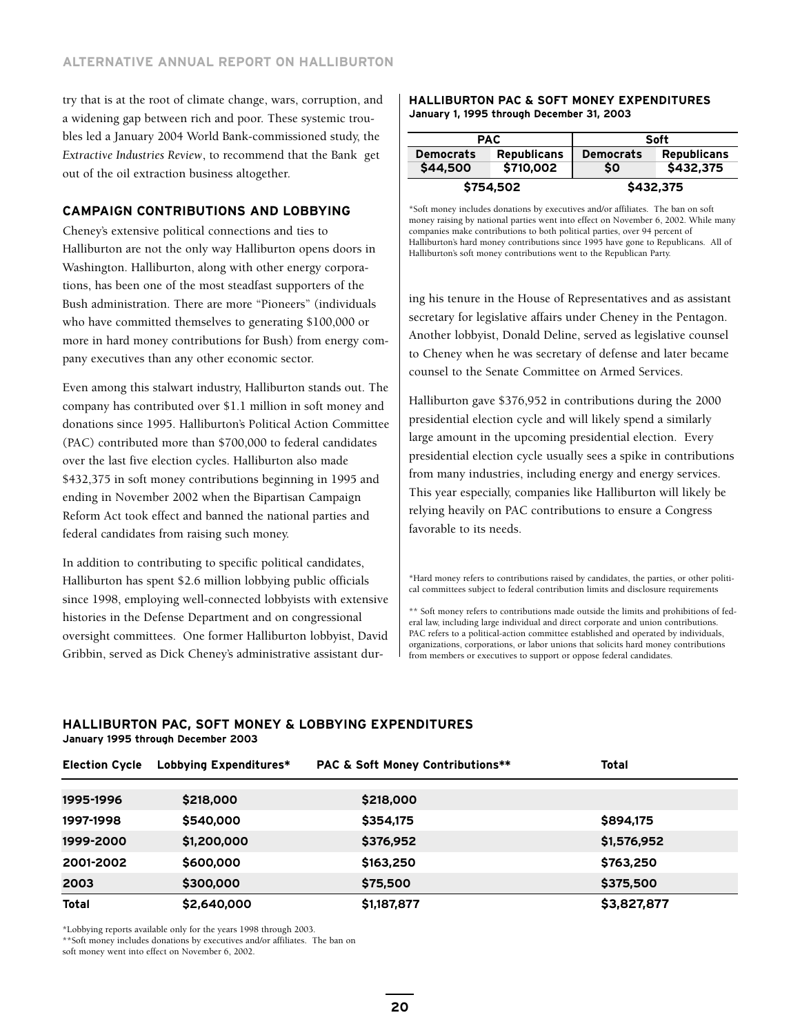try that is at the root of climate change, wars, corruption, and a widening gap between rich and poor. These systemic troubles led a January 2004 World Bank-commissioned study, the *Extractive Industries Review*, to recommend that the Bank get out of the oil extraction business altogether.

## CAMPAIGN CONTRIBUTIONS AND LOBBYING

Cheney's extensive political connections and ties to Halliburton are not the only way Halliburton opens doors in Washington. Halliburton, along with other energy corporations, has been one of the most steadfast supporters of the Bush administration. There are more "Pioneers" (individuals who have committed themselves to generating $100,000 or more in hard money contributions for Bush) from energy company executives than any other economic sector.

Even among this stalwart industry, Halliburton stands out. The company has contributed over $1.1 million in soft money and donations since 1995. Halliburton's Political Action Committee (PAC) contributed more than $700,000 to federal candidates over the last five election cycles. Halliburton also made $432,375 in soft money contributions beginning in 1995 and ending in November 2002 when the Bipartisan Campaign Reform Act took effect and banned the national parties and federal candidates from raising such money.

In addition to contributing to specific political candidates, Halliburton has spent $2.6 million lobbying public officials since 1998, employing well-connected lobbyists with extensive histories in the Defense Department and on congressional oversight committees. One former Halliburton lobbyist, David Gribbin, served as Dick Cheney's administrative assistant during his tenure in the House of Representatives and as assistant secretary for legislative affairs under Cheney in the Pentagon. Another lobbyist, Donald Deline, served as legislative counsel to Cheney when he was secretary of defense and later became counsel to the Senate Committee on Armed Services.

Halliburton gave $376,952 in contributions during the 2000 presidential election cycle and will likely spend a similarly large amount in the upcoming presidential election. Every presidential election cycle usually sees a spike in contributions from many industries, including energy and energy services. This year especially, companies like Halliburton will likely be relying heavily on PAC contributions to ensure a Congress favorable to its needs.

### HALLIBURTON PAC & SOFT MONEY EXPENDITURES
**January 1, 1995 through December 31, 2003**

| PAC | | Soft | |
|---|---|---|---|
| Democrats | Republicans | Democrats | Republicans |
| $44,500 | $710,002 | $0 | $432,375 |
| $754,502 | | $432,375 | |

*Soft money includes donations by executives and/or affiliates. The ban on soft money raising by national parties went into effect on November 6, 2002. While many companies make contributions to both political parties, over 94 percent of Halliburton's hard money contributions since 1995 have gone to Republicans. All of Halliburton's soft money contributions went to the Republican Party.

### HALLIBURTON PAC, SOFT MONEY & LOBBYING EXPENDITURES
**January 1995 through December 2003**

| Election Cycle | Lobbying Expenditures* | PAC & Soft Money Contributions** | Total |
|---|---|---|---|
| 1995-1996 | $218,000 | $218,000 | |
| 1997-1998 | $540,000 | $354,175 | $894,175 |
| 1999-2000 | $1,200,000 | $376,952 | $1,576,952 |
| 2001-2002 | $600,000 | $163,250 | $763,250 |
| 2003 | $300,000 | $75,500 | $375,500 |
| Total | $2,640,000 | $1,187,877 | $3,827,877 |

*Lobbying reports available only for the years 1998 through 2003.
**Soft money includes donations by executives and/or affiliates. The ban on soft money went into effect on November 6, 2002.

*Hard money refers to contributions raised by candidates, the parties, or other political committees subject to federal contribution limits and disclosure requirements

** Soft money refers to contributions made outside the limits and prohibitions of federal law, including large individual and direct corporate and union contributions. PAC refers to a political-action committee established and operated by individuals, organizations, corporations, or labor unions that solicits hard money contributions from members or executives to support or oppose federal candidates.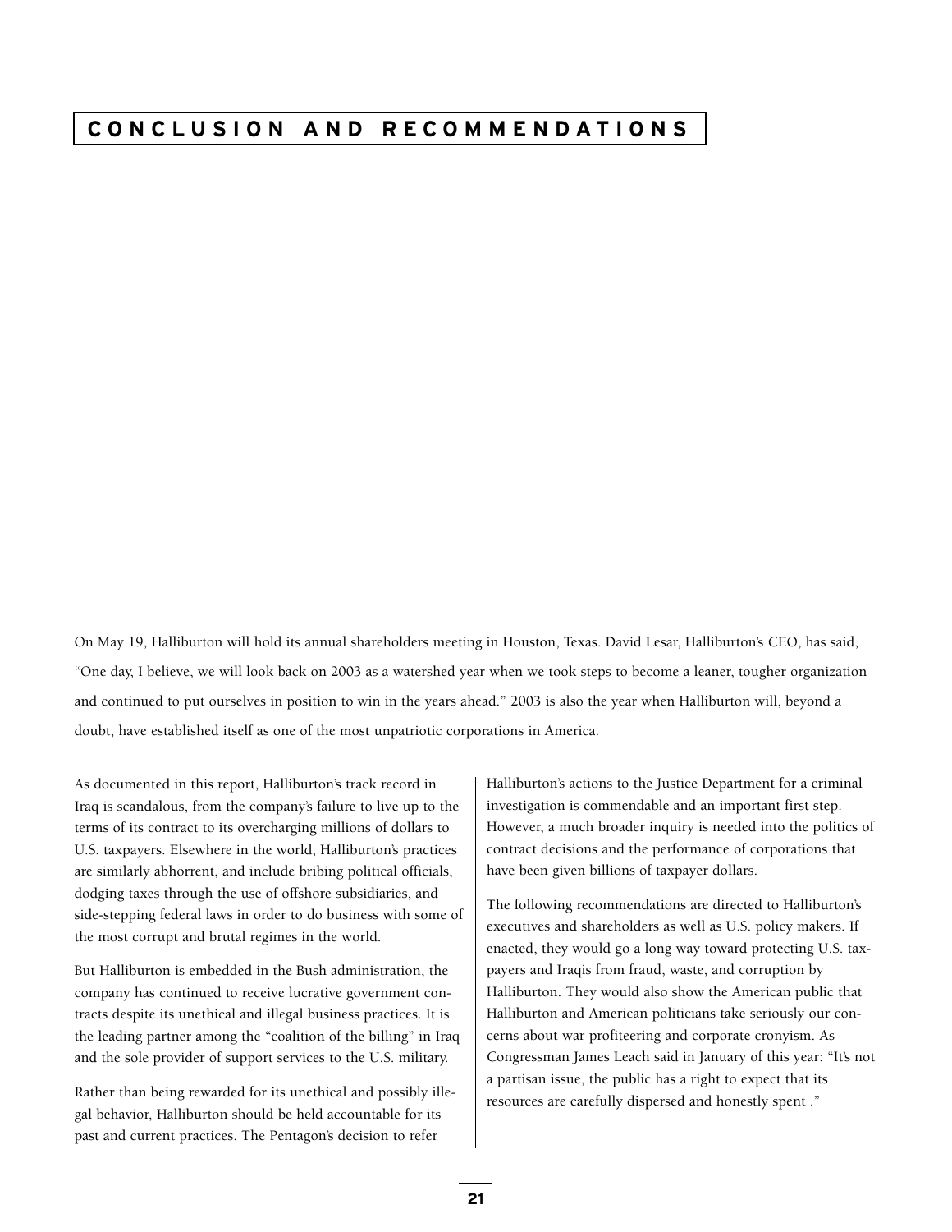# CONCLUSION AND RECOMMENDATIONS

On May 19, Halliburton will hold its annual shareholders meeting in Houston, Texas. David Lesar, Halliburton's CEO, has said, "One day, I believe, we will look back on 2003 as a watershed year when we took steps to become a leaner, tougher organization and continued to put ourselves in position to win in the years ahead." 2003 is also the year when Halliburton will, beyond a doubt, have established itself as one of the most unpatriotic corporations in America.

As documented in this report, Halliburton's track record in Iraq is scandalous, from the company's failure to live up to the terms of its contract to its overcharging millions of dollars to U.S. taxpayers. Elsewhere in the world, Halliburton's practices are similarly abhorrent, and include bribing political officials, dodging taxes through the use of offshore subsidiaries, and side-stepping federal laws in order to do business with some of the most corrupt and brutal regimes in the world.

But Halliburton is embedded in the Bush administration, the company has continued to receive lucrative government contracts despite its unethical and illegal business practices. It is the leading partner among the "coalition of the billing" in Iraq and the sole provider of support services to the U.S. military.

Rather than being rewarded for its unethical and possibly illegal behavior, Halliburton should be held accountable for its past and current practices. The Pentagon's decision to refer Halliburton's actions to the Justice Department for a criminal investigation is commendable and an important first step. However, a much broader inquiry is needed into the politics of contract decisions and the performance of corporations that have been given billions of taxpayer dollars.

The following recommendations are directed to Halliburton's executives and shareholders as well as U.S. policy makers. If enacted, they would go a long way toward protecting U.S. taxpayers and Iraqis from fraud, waste, and corruption by Halliburton. They would also show the American public that Halliburton and American politicians take seriously our concerns about war profiteering and corporate cronyism. As Congressman James Leach said in January of this year: "It's not a partisan issue, the public has a right to expect that its resources are carefully dispersed and honestly spent ."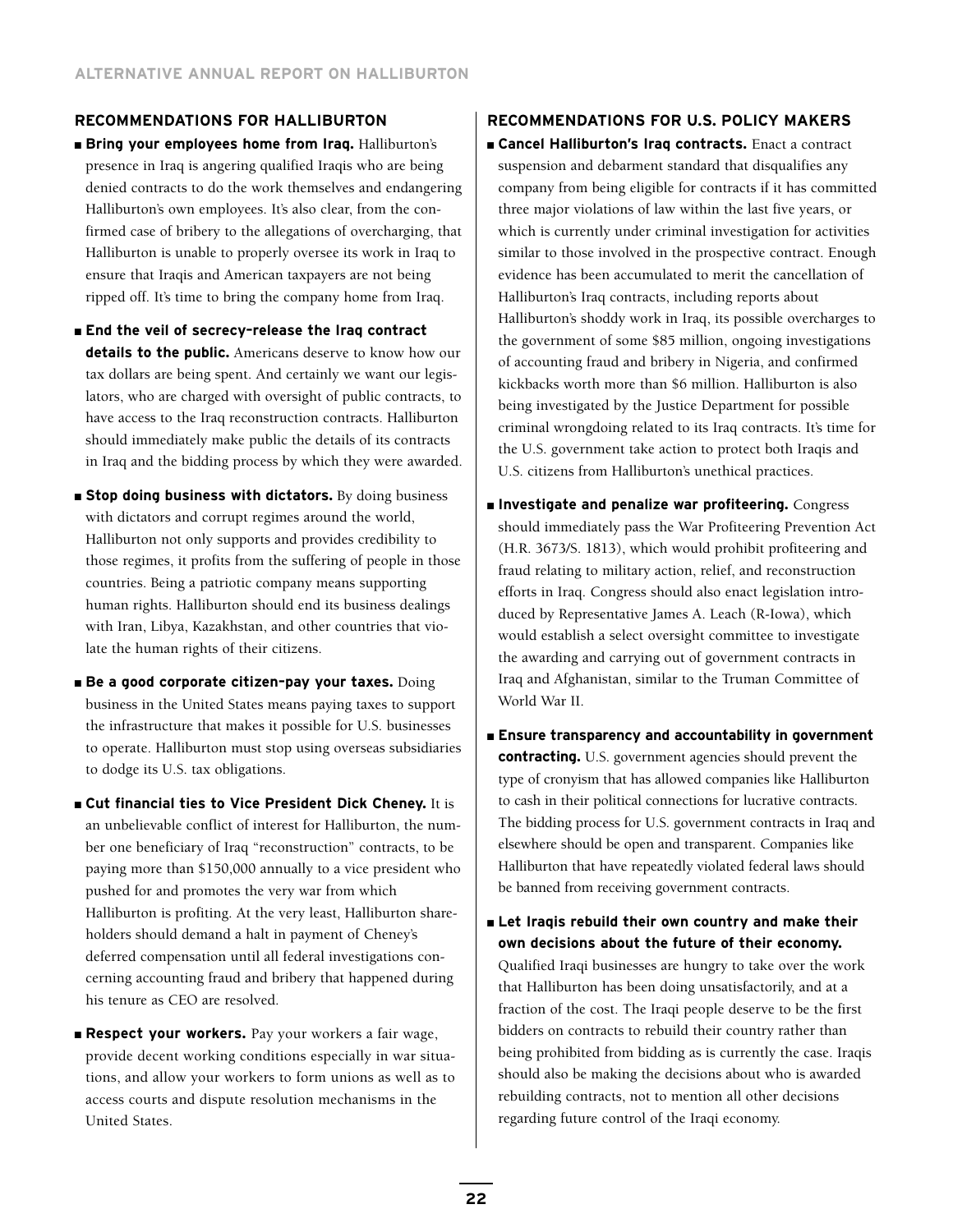## RECOMMENDATIONS FOR HALLIBURTON

- **Bring your employees home from Iraq.** Halliburton's presence in Iraq is angering qualified Iraqis who are being denied contracts to do the work themselves and endangering Halliburton's own employees. It's also clear, from the confirmed case of bribery to the allegations of overcharging, that Halliburton is unable to properly oversee its work in Iraq to ensure that Iraqis and American taxpayers are not being ripped off. It's time to bring the company home from Iraq.
- **End the veil of secrecy–release the Iraq contract details to the public.** Americans deserve to know how our tax dollars are being spent. And certainly we want our legislators, who are charged with oversight of public contracts, to have access to the Iraq reconstruction contracts. Halliburton should immediately make public the details of its contracts in Iraq and the bidding process by which they were awarded.
- **Stop doing business with dictators.** By doing business with dictators and corrupt regimes around the world, Halliburton not only supports and provides credibility to those regimes, it profits from the suffering of people in those countries. Being a patriotic company means supporting human rights. Halliburton should end its business dealings with Iran, Libya, Kazakhstan, and other countries that violate the human rights of their citizens.
- **Be a good corporate citizen–pay your taxes.** Doing business in the United States means paying taxes to support the infrastructure that makes it possible for U.S. businesses to operate. Halliburton must stop using overseas subsidiaries to dodge its U.S. tax obligations.
- **Cut financial ties to Vice President Dick Cheney.** It is an unbelievable conflict of interest for Halliburton, the number one beneficiary of Iraq "reconstruction" contracts, to be paying more than $150,000 annually to a vice president who pushed for and promotes the very war from which Halliburton is profiting. At the very least, Halliburton shareholders should demand a halt in payment of Cheney's deferred compensation until all federal investigations concerning accounting fraud and bribery that happened during his tenure as CEO are resolved.
- **Respect your workers.** Pay your workers a fair wage, provide decent working conditions especially in war situations, and allow your workers to form unions as well as to access courts and dispute resolution mechanisms in the United States.

## RECOMMENDATIONS FOR U.S. POLICY MAKERS

- **Cancel Halliburton's Iraq contracts.** Enact a contract suspension and debarment standard that disqualifies any company from being eligible for contracts if it has committed three major violations of law within the last five years, or which is currently under criminal investigation for activities similar to those involved in the prospective contract. Enough evidence has been accumulated to merit the cancellation of Halliburton's Iraq contracts, including reports about Halliburton's shoddy work in Iraq, its possible overcharges to the government of some $85 million, ongoing investigations of accounting fraud and bribery in Nigeria, and confirmed kickbacks worth more than $6 million. Halliburton is also being investigated by the Justice Department for possible criminal wrongdoing related to its Iraq contracts. It's time for the U.S. government take action to protect both Iraqis and U.S. citizens from Halliburton's unethical practices.
- **Investigate and penalize war profiteering.** Congress should immediately pass the War Profiteering Prevention Act (H.R. 3673/S. 1813), which would prohibit profiteering and fraud relating to military action, relief, and reconstruction efforts in Iraq. Congress should also enact legislation introduced by Representative James A. Leach (R-Iowa), which would establish a select oversight committee to investigate the awarding and carrying out of government contracts in Iraq and Afghanistan, similar to the Truman Committee of World War II.
- **Ensure transparency and accountability in government contracting.** U.S. government agencies should prevent the type of cronyism that has allowed companies like Halliburton to cash in their political connections for lucrative contracts. The bidding process for U.S. government contracts in Iraq and elsewhere should be open and transparent. Companies like Halliburton that have repeatedly violated federal laws should be banned from receiving government contracts.
- **Let Iraqis rebuild their own country and make their own decisions about the future of their economy.** Qualified Iraqi businesses are hungry to take over the work that Halliburton has been doing unsatisfactorily, and at a fraction of the cost. The Iraqi people deserve to be the first bidders on contracts to rebuild their country rather than being prohibited from bidding as is currently the case. Iraqis should also be making the decisions about who is awarded rebuilding contracts, not to mention all other decisions regarding future control of the Iraqi economy.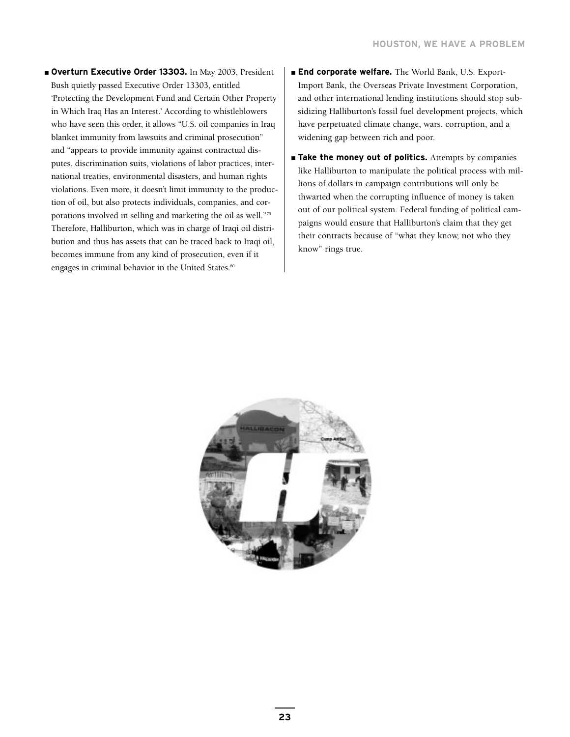- **Overturn Executive Order 13303.** In May 2003, President Bush quietly passed Executive Order 13303, entitled 'Protecting the Development Fund and Certain Other Property in Which Iraq Has an Interest.' According to whistleblowers who have seen this order, it allows "U.S. oil companies in Iraq blanket immunity from lawsuits and criminal prosecution" and "appears to provide immunity against contractual disputes, discrimination suits, violations of labor practices, international treaties, environmental disasters, and human rights violations. Even more, it doesn't limit immunity to the production of oil, but also protects individuals, companies, and corporations involved in selling and marketing the oil as well."[79] Therefore, Halliburton, which was in charge of Iraqi oil distribution and thus has assets that can be traced back to Iraqi oil, becomes immune from any kind of prosecution, even if it engages in criminal behavior in the United States.[80]

- **End corporate welfare.** The World Bank, U.S. Export-Import Bank, the Overseas Private Investment Corporation, and other international lending institutions should stop subsidizing Halliburton's fossil fuel development projects, which have perpetuated climate change, wars, corruption, and a widening gap between rich and poor.

- **Take the money out of politics.** Attempts by companies like Halliburton to manipulate the political process with millions of dollars in campaign contributions will only be thwarted when the corrupting influence of money is taken out of our political system. Federal funding of political campaigns would ensure that Halliburton's claim that they get their contracts because of "what they know, not who they know" rings true.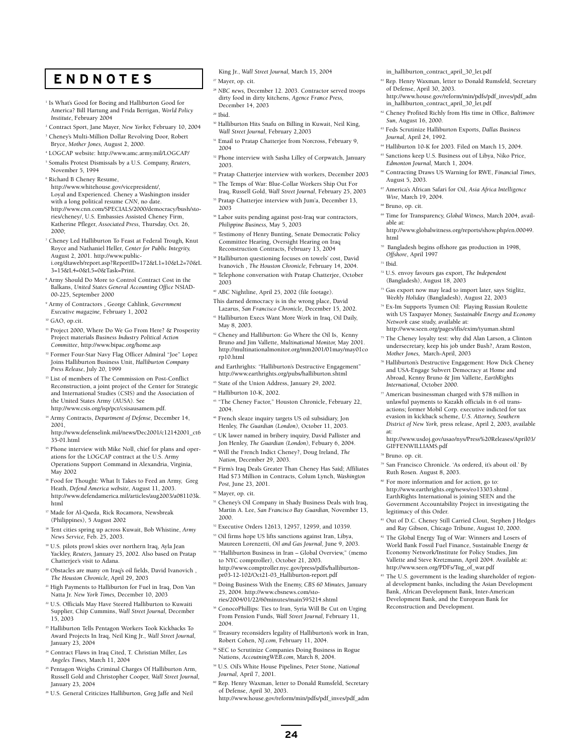# ENDNOTES

[1] Is What's Good for Boeing and Halliburton Good for America? Bill Hartung and Frida Berrigan, *World Policy Institute*, February 2004

[2] Contract Sport, Jane Mayer, *New Yorker,* February 10, 2004

[3] Cheney's Multi-Million Dollar Revolving Door, Robert Bryce, *Mother Jones,* August 2, 2000.

[4] LOGCAP website: http://www.amc.army.mil/LOGCAP/

[5] Somalis Protest Dismissals by a U.S. Company, *Reuters*, November 5, 1994

[6] Richard B Cheney Resume, http://www.whitehouse.gov/vicepresident/, Loyal and Experienced. Cheney a Washington insider with a long political resume *CNN*, no date. http://www.cnn.com/SPECIALS/2000/democracy/bush/stories/cheney/, U.S. Embassies Assisted Cheney Firm, Katherine Pfleger, *Associated Press,* Thursday, Oct. 26, 2000;

[7] Cheney Led Halliburton To Feast at Federal Trough, Knut Royce and Nathaniel Heller, *Center for Public Integrity,* August 2, 2001. http://www.public-i.org/dtaweb/report.asp?ReportID=172&L1=10&L2=70&L3=15&L4=0&L5=0&Task=Print.

[8] Army Should Do More to Control Contract Cost in the Balkans, *United States General Accounting Office* NSIAD-00-225, September 2000

[9] Army of Contractors , George Cahlink, *Government Executive magazine,* February 1, 2002

[10] GAO, op.cit.

[11] Project 2000, Where Do We Go From Here? & Prosperity Project materials *Business Industry Political Action Committee*, http://www.bipac.org/home.asp

[12] Former Four-Star Navy Flag Officer Admiral "Joe" Lopez Joins Halliburton Business Unit, *Halliburton Company Press Release*, July 20, 1999

[13] List of members of The Commission on Post-Conflict Reconstruction, a joint project of the Center for Strategic and International Studies (CSIS) and the Association of the United States Army (AUSA). See http://www.csis.org/isp/pcr/csisausamem.pdf.

[14] Army Contracts, *Department of Defense,* December 14, 2001, http://www.defenselink.mil/news/Dec2001/c12142001_ct635-01.html

[15] Phone interview with Mike Noll, chief for plans and operations for the LOGCAP contract at the U.S. Army Operations Support Command in Alexandria, Virginia, May 2002

[16] Food for Thought: What It Takes to Feed an Army, Greg Heath, *Defend America website,* August 11, 2003. http://www.defendamerica.mil/articles/aug2003/a081103k.html

[17] Made for Al-Qaeda, Rick Rocamora, Newsbreak (Philippines), 5 August 2002

[18] Tent cities spring up across Kuwait, Bob Whistine, *Army News Service,* Feb. 25, 2003.

[19] U.S. pilots prowl skies over northern Iraq, Ayla Jean Yackley, *Reuters,* January 25, 2002. Also based on Pratap Chatterjee's visit to Adana.

[20] Obstacles are many on Iraq's oil fields, David Ivanovich , *The Houston Chronicle,* April 29, 2003

[21] High Payments to Halliburton for Fuel in Iraq, Don Van Natta Jr. *New York Times,* December 10, 2003

[22] U.S. Officials May Have Steered Halliburton to Kuwaiti Supplier, Chip Cummins, *Wall Street Journal,* December 15, 2003

[23] Halliburton Tells Pentagon Workers Took Kickbacks To Award Projects In Iraq, Neil King Jr., *Wall Street Journal,* January 23, 2004

[24] Contract Flaws in Iraq Cited, T. Christian Miller, *Los Angeles Times,* March 11, 2004

[25] Pentagon Weighs Criminal Charges Of Halliburton Arm, Russell Gold and Christopher Cooper, *Wall Street Journal,* January 23, 2004

[26] U.S. General Criticizes Halliburton, Greg Jaffe and Neil King Jr., *Wall Street Journal,* March 15, 2004

[27] Mayer, op. cit.

[28] *NBC news,* December 12. 2003. Contractor served troops dirty food in dirty kitchens, *Agence France Press,* December 14, 2003

[29] Ibid.

[30] Halliburton Hits Snafu on Billing in Kuwait, Neil King, *Wall Street Journal,* February 2,2003

[31] Email to Pratap Chatterjee from Norcross, February 9, 2004

[32] Phone interview with Sasha Lilley of Corpwatch, January 2003.

[33] Pratap Chatterjee interview with workers, December 2003

[34] The Temps of War: Blue-Collar Workers Ship Out For Iraq, Russell Gold, *Wall Street Journal,* February 25, 2003

[35] Pratap Chatterjee interview with Jum'a, December 13, 2003

[36] Labor suits pending against post-Iraq war contractors, *Philippine Business,* May 5, 2003

[37] Testimony of Henry Bunting, Senate Democratic Policy Committee Hearing, Oversight Hearing on Iraq Reconstruction Contracts, February 13, 2004

[38] Halliburton questioning focuses on towels' cost, David Ivanovich , *The Houston Chronicle,* February 14, 2004.

[39] Telephone conversation with Pratap Chatterjee, October 2003

[40] ABC Nightline, April 25, 2002 (file footage).

This darned democracy is in the wrong place, David Lazarus, *San Francisco Chronicle,* December 15, 2002.

[41] Halliburton Execs Want More Work in Iraq, Oil Daily, May 8, 2003.

[42] Cheney and Halliburton: Go Where the Oil Is, Kenny Bruno and Jim Vallette, *Multinational Monitor,* May 2001. http://multinationalmonitor.org/mm2001/01may/may01corp10.html

and Earthrights: "Halliburton's Destructive Engagement" http://www.earthrights.org/pubs/halliburton.shtml

[43] State of the Union Address, January 29, 2002.

[44] Halliburton 10-K, 2002.

[45] "The Cheney Factor," Houston Chronicle, February 22, 2004.

[46] French sleaze inquiry targets US oil subsidiary, Jon Henley, *The Guardian (London),* October 11, 2003.

[47] UK lawer named in bribery inquiry, David Pallister and Jon Henley, *The Guardian (London)*, Febuary 6, 2004.

[48] Will the French Indict Cheney?, Doug Ireland, *The Nation,* December 29, 2003.

[49] Firm's Iraq Deals Greater Than Cheney Has Said; Affiliates Had $73 Million in Contracts, Colum Lynch, *Washington Post,* June 23, 2001.

[50] Mayer, op. cit.

[51] Cheney's Oil Company in Shady Business Deals with Iraq, Martin A. Lee, *San Francisco Bay Guardian,* November 13, 2000.

[52] Executive Orders 12613, 12957, 12959, and 10359.

[53] Oil firms hope US lifts sanctions against Iran, Libya, Maureen Lorenzetti, *Oil and Gas Journal,* June 9, 2003.

[54] "Halliburton Business in Iran – Global Overview," (memo to NYC comptroller), October 21, 2003. http://www.comptroller.nyc.gov/press/pdfs/halliburton-pr03-12-102/Oct21-03_Halliburton-report.pdf

[55] Doing Business With the Enemy, *CBS 60 Minutes,* January 25, 2004. http://www.cbsnews.com/stories/2004/01/22/60minutes/main595214.shtml

[56] ConocoPhillips: Ties to Iran, Syria Will Be Cut on Urging From Pension Funds, *Wall Street Journal,* February 11, 2004.

[57] Treasury reconsiders legality of Halliburton's work in Iran, Robert Cohen, *NJ.com,* February 11, 2004.

[58] SEC to Scrutinize Companies Doing Business in Rogue Nations, *AccoutningWEB.com,* March 8, 2004.

[59] U.S. Oil's White House Pipelines, Peter Stone, *National Journal,* April 7, 2001.

[60] Rep. Henry Waxman, letter to Donald Rumsfeld, Secretary of Defense, April 30, 2003. http://www.house.gov/reform/min/pdfs/pdf_inves/pdf_admin_halliburton_contract_april_30_let.pdf

[61] Rep. Henry Waxman, letter to Donald Rumsfeld, Secretary of Defense, April 30, 2003. http://www.house.gov/reform/min/pdfs/pdf_inves/pdf_admin_halliburton_contract_april_30_let.pdf

[62] Cheney Profited Richly from His time in Office, *Baltimore Sun,* August 16, 2000.

[63] Feds Scrutinize Halliburton Exports, *Dallas Business Journal,* April 24, 1992.

[64] Halliburton 10-K for 2003. Filed on March 15, 2004.

[65] Sanctions keep U.S. Business out of Libya, Niko Price, *Edmonton Journal,* March 1, 2004.

[66] Contracting Draws US Warning for RWE, *Financial Times,* August 5, 2003.

[67] America's African Safari for Oil, *Asia Africa Intelligence Wire,* March 19, 2004.

[68] Bruno, op. cit.

[69] Time for Transparency, *Global Witness,* March 2004, available at: http://www.globalwitness.org/reports/show.php/en.00049.html

[70] Bangladesh begins offshore gas production in 1998, *Offshore*, April 1997

[71] Ibid.

[72] U.S. envoy favours gas export, *The Independent* (Bangladesh), August 18, 2003

[73] Gas export now may lead to import later, says Stiglitz, *Weekly Holiday* (Bangladesh), August 22, 2003

[74] Ex-Im Supports Tyumen Oil: Playing Russian Roulette with US Taxpayer Money, *Sustainable Energy and Economy Network* case study, available at: http://www.seen.org/pages/ifis/exim/tyuman.shtml

[75] The Cheney loyalty test: why did Alan Larson, a Clinton undersecretary, keep his job under Bush?, Aram Roston, *Mother Jones,* March-April, 2003

[76] Halliburton's Destructive Engagement: How Dick Cheney and USA-Engage Subvert Democracy at Home and Abroad, Kenny Bruno & Jim Vallette, *EarthRights International,* October 2000.

[77] American businessman charged with $78 million in unlawful payments to Kazakh officials in 6 oil transactions; former Mobil Corp. executive indicted for tax evasion in kickback scheme, *U.S. Attorney, Southern District of New York,* press release, April 2, 2003, available at: http://www.usdoj.gov/usao/nys/Press%20Releases/April03/GIFFENWILLIAMS.pdf

[78] Bruno. op. cit.

[79] San Francisco Chronicle. 'As ordered, it's about oil.' By Ruth Rosen. August 8, 2003.

[80] For more information and for action, go to: http://www.earthrights.org/news/eo13303.shtml . EarthRights International is joining SEEN and the Government Accountability Project in investigating the legitimacy of this Order.

[81] Out of D.C. Cheney Still Carried Clout, Stephen J Hedges and Ray Gibson, Chicago Tribune, August 10, 2000.

[82] The Global Energy Tug of War: Winners and Losers of World Bank Fossil Fuel Finance, Sustainable Energy & Economy Network/Institute for Policy Studies, Jim Vallette and Steve Kretzmann, April 2004. Available at: http://www.seen.org/PDFs/Tug_of_war.pdf

[83] The U.S. government is the leading shareholder of regional development banks, including the Asian Development Bank, African Development Bank, Inter-American Development Bank, and the European Bank for Reconstruction and Development.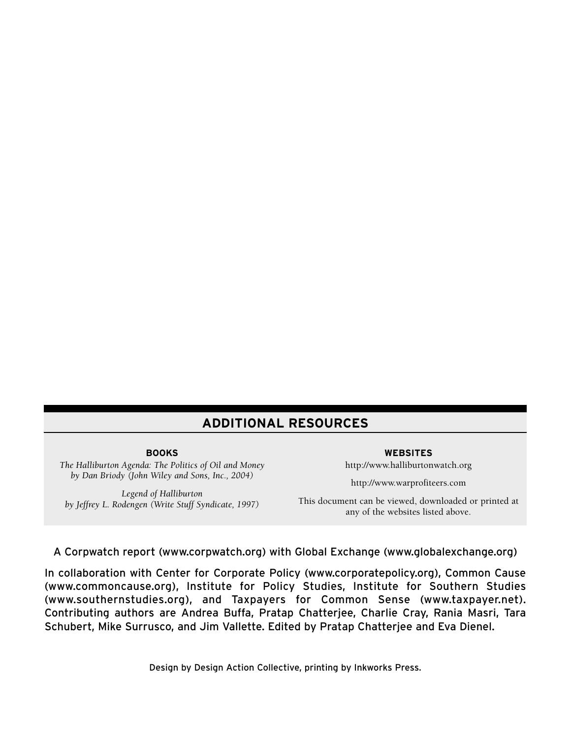## ADDITIONAL RESOURCES

### BOOKS

*The Halliburton Agenda: The Politics of Oil and Money by Dan Briody (John Wiley and Sons, Inc., 2004)*

*Legend of Halliburton by Jeffrey L. Rodengen (Write Stuff Syndicate, 1997)*

### WEBSITES

http://www.halliburtonwatch.org

http://www.warprofiteers.com

This document can be viewed, downloaded or printed at any of the websites listed above.

A Corpwatch report (www.corpwatch.org) with Global Exchange (www.globalexchange.org)

In collaboration with Center for Corporate Policy (www.corporatepolicy.org), Common Cause (www.commoncause.org), Institute for Policy Studies, Institute for Southern Studies (www.southernstudies.org), and Taxpayers for Common Sense (www.taxpayer.net). Contributing authors are Andrea Buffa, Pratap Chatterjee, Charlie Cray, Rania Masri, Tara Schubert, Mike Surrusco, and Jim Vallette. Edited by Pratap Chatterjee and Eva Dienel.

Design by Design Action Collective, printing by Inkworks Press.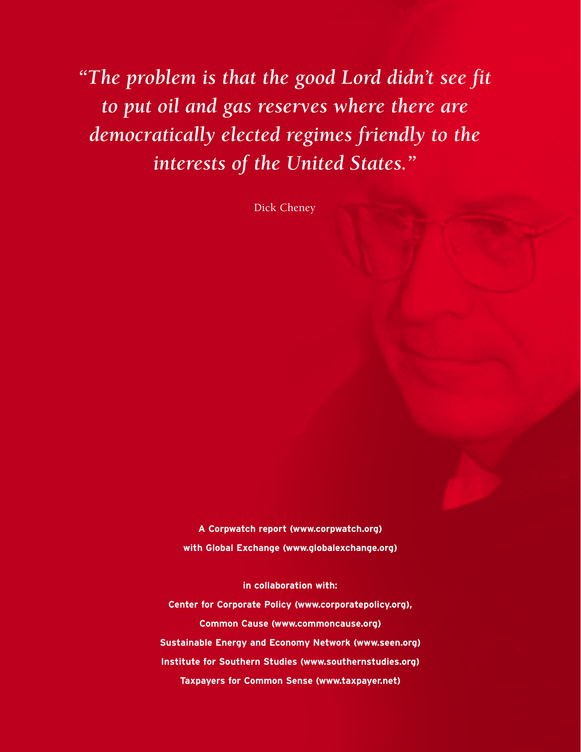*"The problem is that the good Lord didn't see fit to put oil and gas reserves where there are democratically elected regimes friendly to the interests of the United States."*

Dick Cheney

**A Corpwatch report (www.corpwatch.org)**
**with Global Exchange (www.globalexchange.org)**

**in collaboration with:**

**Center for Corporate Policy (www.corporatepolicy.org),**
**Common Cause (www.commoncause.org)**
**Sustainable Energy and Economy Network (www.seen.org)**
**Institute for Southern Studies (www.southernstudies.org)**
**Taxpayers for Common Sense (www.taxpayer.net)**